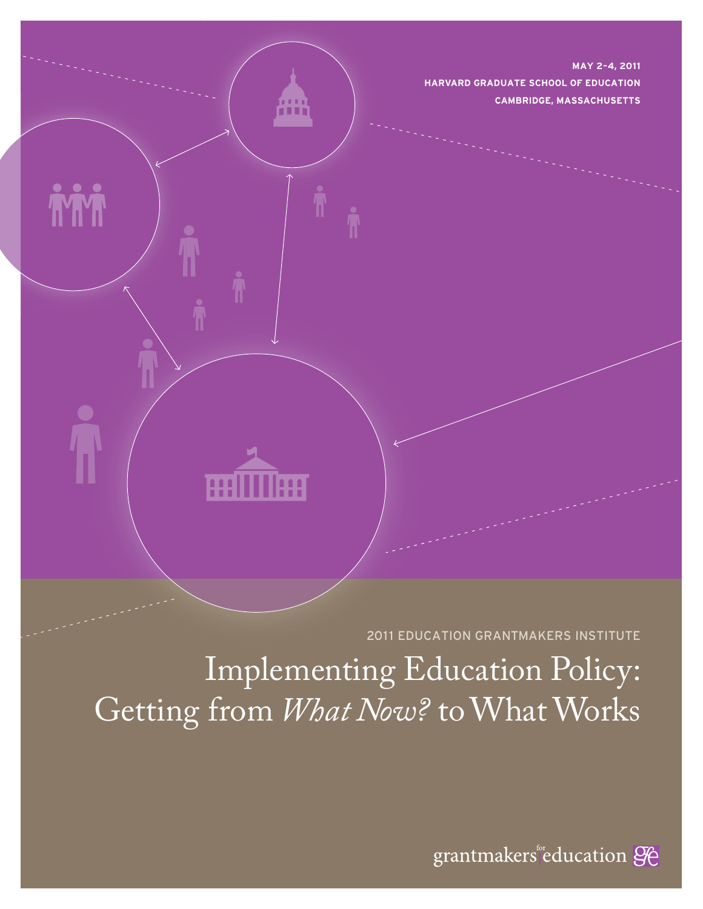**MAY 2–4, 2011**
**HARVARD GRADUATE SCHOOL OF EDUCATION**
**CAMBRIDGE, MASSACHUSETTS**

2011 EDUCATION GRANTMAKERS INSTITUTE

# Implementing Education Policy: Getting from *What Now?* to What Works

grantmakers for education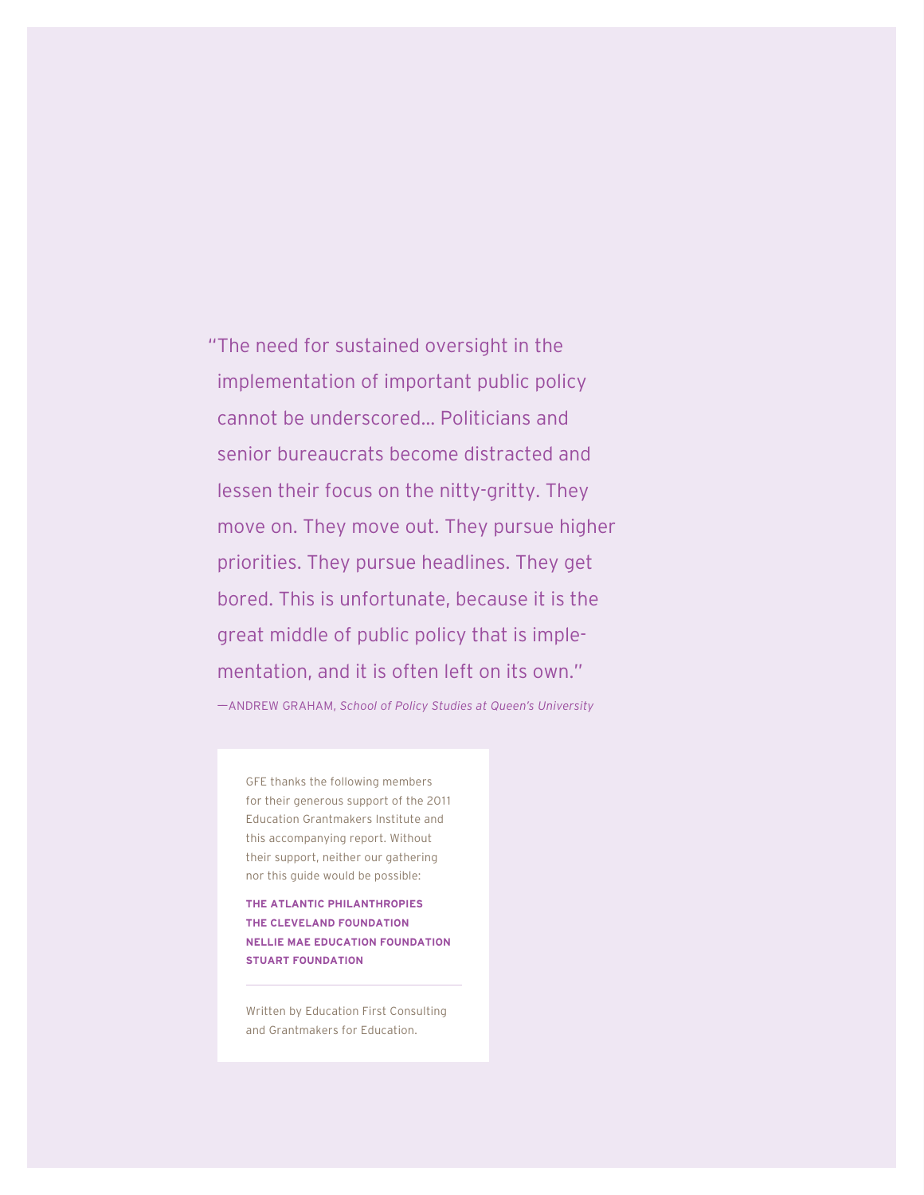"The need for sustained oversight in the implementation of important public policy cannot be underscored… Politicians and senior bureaucrats become distracted and lessen their focus on the nitty-gritty. They move on. They move out. They pursue higher priorities. They pursue headlines. They get bored. This is unfortunate, because it is the great middle of public policy that is implementation, and it is often left on its own."

—ANDREW GRAHAM, *School of Policy Studies at Queen's University*

GFE thanks the following members for their generous support of the 2011 Education Grantmakers Institute and this accompanying report. Without their support, neither our gathering nor this guide would be possible:

**THE ATLANTIC PHILANTHROPIES**
**THE CLEVELAND FOUNDATION**
**NELLIE MAE EDUCATION FOUNDATION**
**STUART FOUNDATION**

---

Written by Education First Consulting and Grantmakers for Education.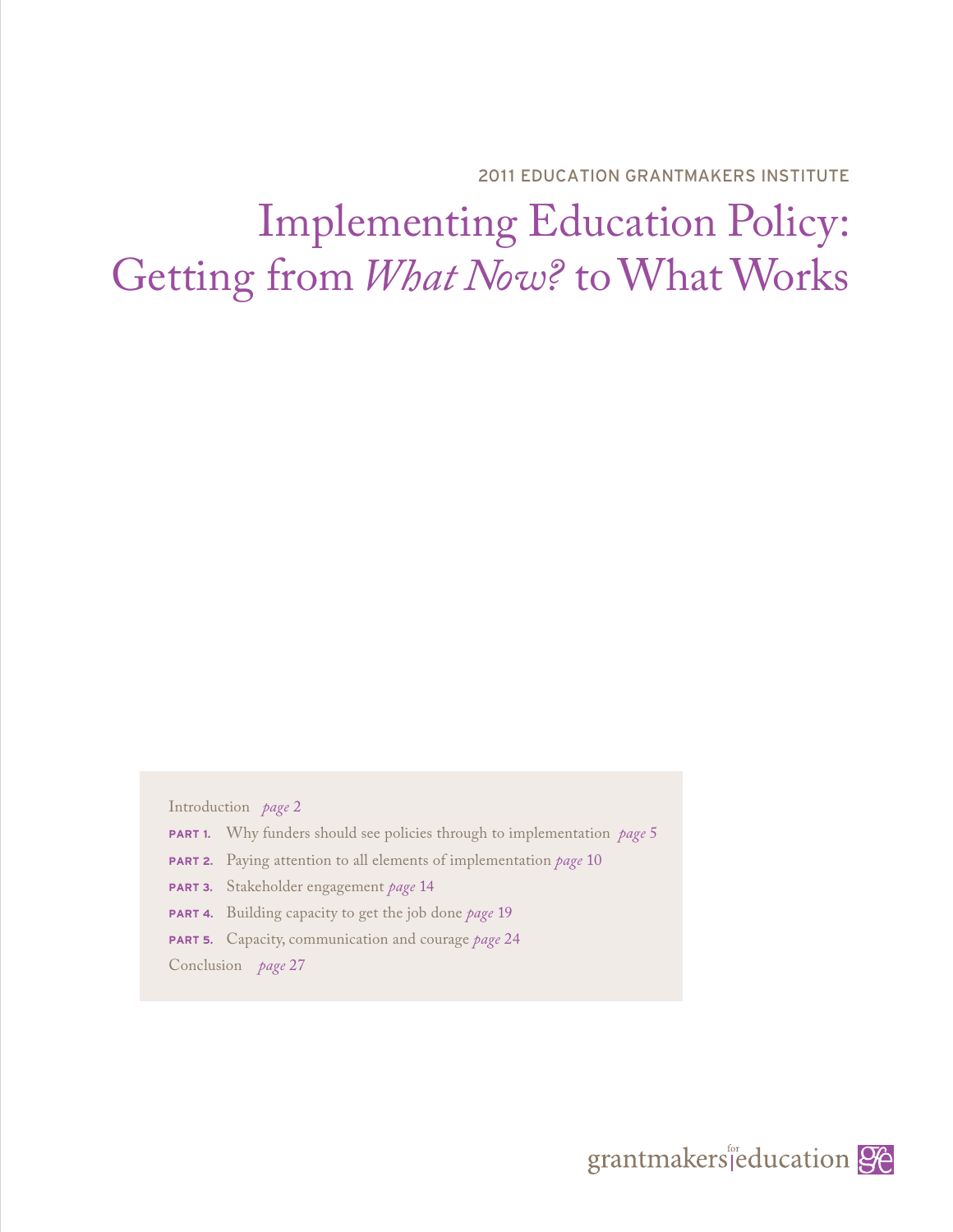2011 EDUCATION GRANTMAKERS INSTITUTE

# Implementing Education Policy: Getting from *What Now?* to What Works

Introduction *page* 2

**PART 1.** Why funders should see policies through to implementation *page* 5

**PART 2.** Paying attention to all elements of implementation *page* 10

**PART 3.** Stakeholder engagement *page* 14

**PART 4.** Building capacity to get the job done *page* 19

**PART 5.** Capacity, communication and courage *page* 24

Conclusion *page* 27

grantmakers for education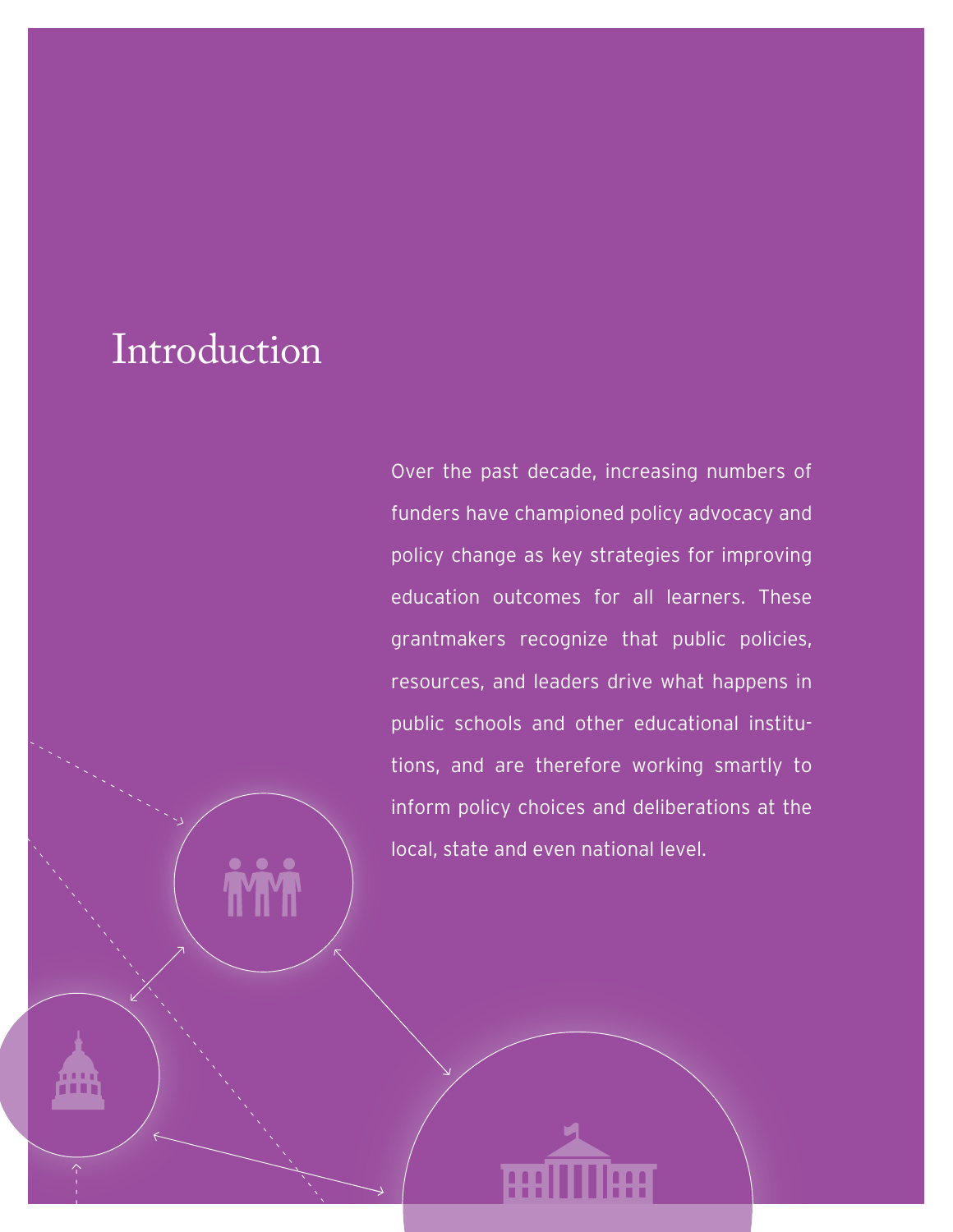# Introduction

Over the past decade, increasing numbers of funders have championed policy advocacy and policy change as key strategies for improving education outcomes for all learners. These grantmakers recognize that public policies, resources, and leaders drive what happens in public schools and other educational institutions, and are therefore working smartly to inform policy choices and deliberations at the local, state and even national level.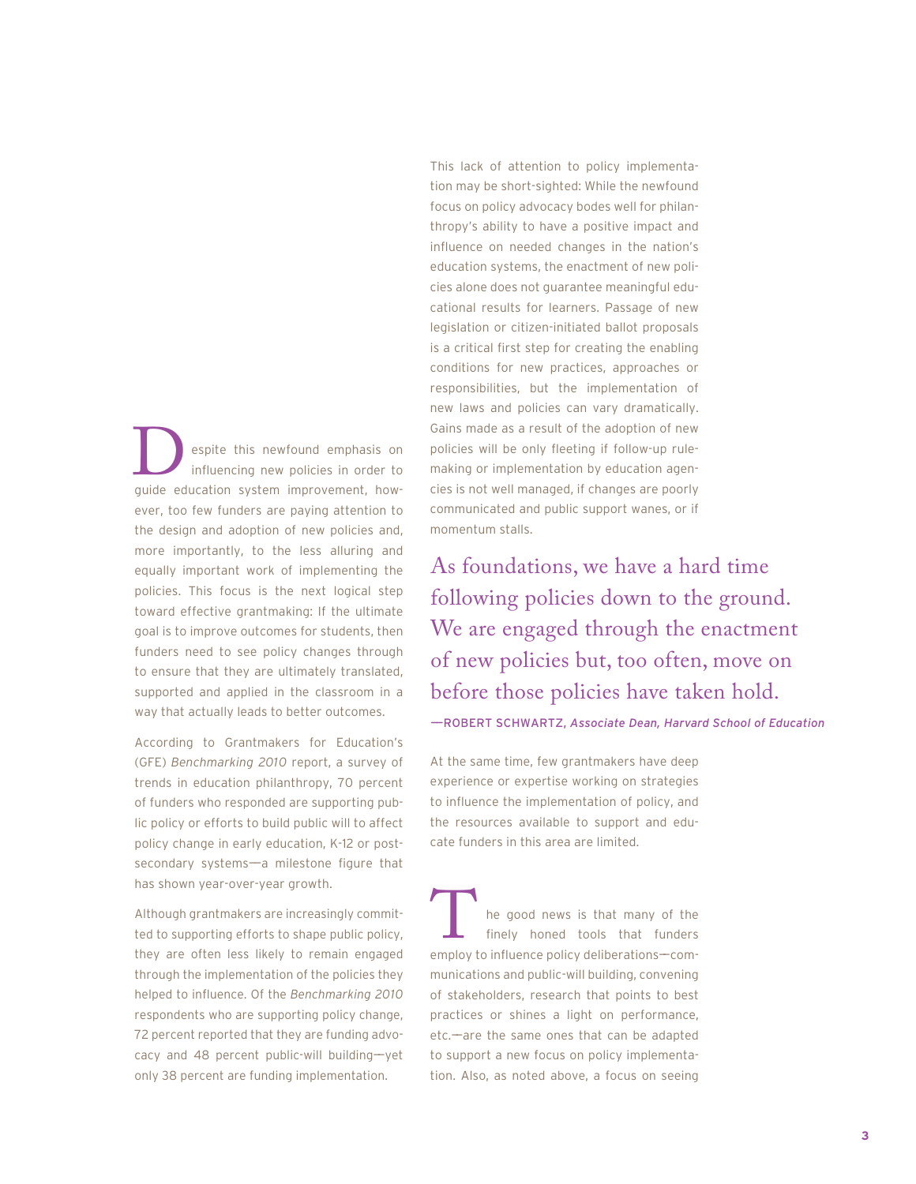Despite this newfound emphasis on influencing new policies in order to guide education system improvement, however, too few funders are paying attention to the design and adoption of new policies and, more importantly, to the less alluring and equally important work of implementing the policies. This focus is the next logical step toward effective grantmaking: If the ultimate goal is to improve outcomes for students, then funders need to see policy changes through to ensure that they are ultimately translated, supported and applied in the classroom in a way that actually leads to better outcomes.

According to Grantmakers for Education's (GFE) *Benchmarking 2010* report, a survey of trends in education philanthropy, 70 percent of funders who responded are supporting public policy or efforts to build public will to affect policy change in early education, K-12 or post-secondary systems—a milestone figure that has shown year-over-year growth.

Although grantmakers are increasingly committed to supporting efforts to shape public policy, they are often less likely to remain engaged through the implementation of the policies they helped to influence. Of the *Benchmarking 2010* respondents who are supporting policy change, 72 percent reported that they are funding advocacy and 48 percent public-will building—yet only 38 percent are funding implementation.

This lack of attention to policy implementation may be short-sighted: While the newfound focus on policy advocacy bodes well for philanthropy's ability to have a positive impact and influence on needed changes in the nation's education systems, the enactment of new policies alone does not guarantee meaningful educational results for learners. Passage of new legislation or citizen-initiated ballot proposals is a critical first step for creating the enabling conditions for new practices, approaches or responsibilities, but the implementation of new laws and policies can vary dramatically. Gains made as a result of the adoption of new policies will be only fleeting if follow-up rule-making or implementation by education agencies is not well managed, if changes are poorly communicated and public support wanes, or if momentum stalls.

> As foundations, we have a hard time following policies down to the ground. We are engaged through the enactment of new policies but, too often, move on before those policies have taken hold.
>
> —ROBERT SCHWARTZ, *Associate Dean, Harvard School of Education*

At the same time, few grantmakers have deep experience or expertise working on strategies to influence the implementation of policy, and the resources available to support and educate funders in this area are limited.

The good news is that many of the finely honed tools that funders employ to influence policy deliberations—communications and public-will building, convening of stakeholders, research that points to best practices or shines a light on performance, etc.—are the same ones that can be adapted to support a new focus on policy implementation. Also, as noted above, a focus on seeing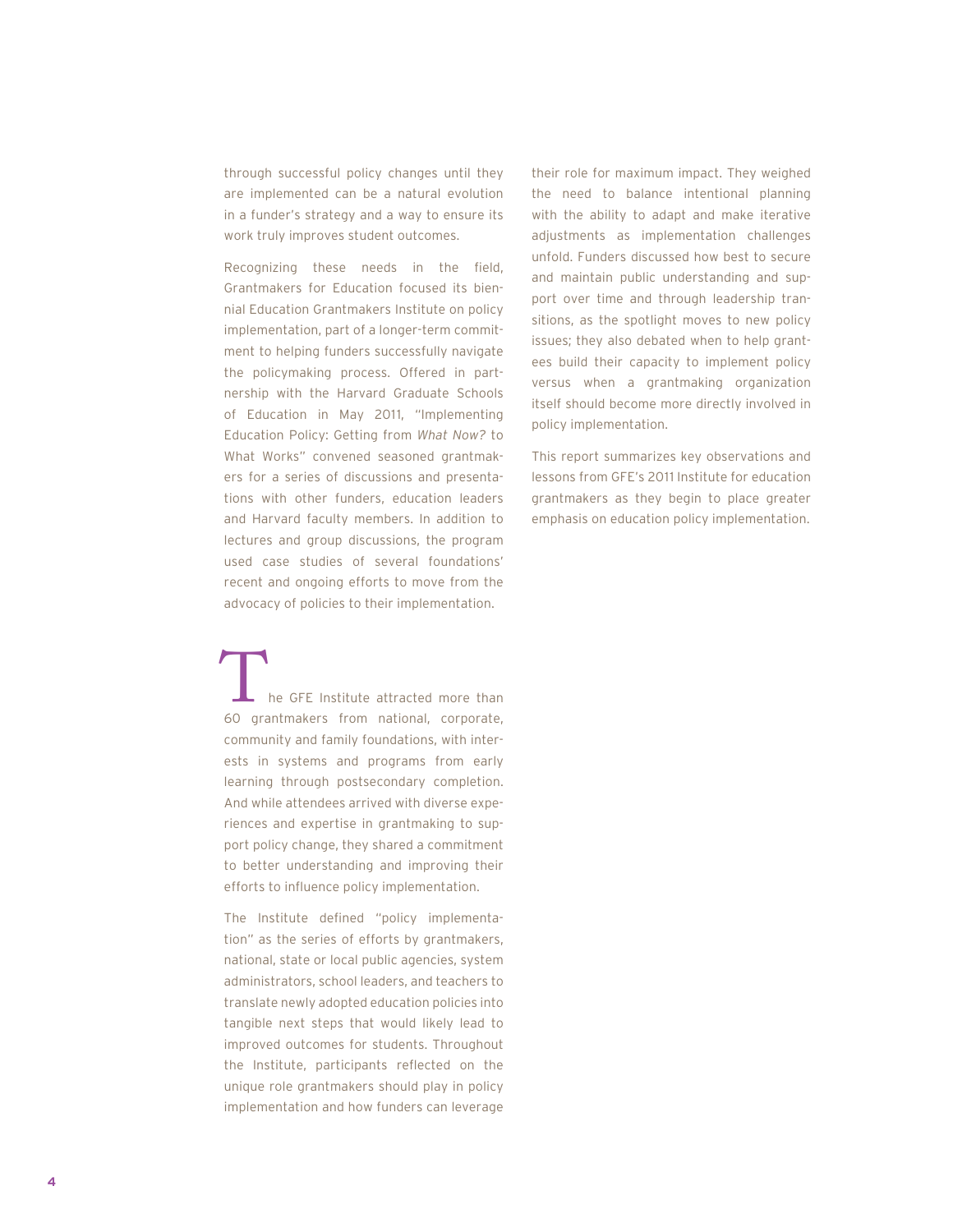through successful policy changes until they are implemented can be a natural evolution in a funder's strategy and a way to ensure its work truly improves student outcomes.

Recognizing these needs in the field, Grantmakers for Education focused its biennial Education Grantmakers Institute on policy implementation, part of a longer-term commitment to helping funders successfully navigate the policymaking process. Offered in partnership with the Harvard Graduate Schools of Education in May 2011, "Implementing Education Policy: Getting from *What Now?* to What Works" convened seasoned grantmakers for a series of discussions and presentations with other funders, education leaders and Harvard faculty members. In addition to lectures and group discussions, the program used case studies of several foundations' recent and ongoing efforts to move from the advocacy of policies to their implementation.

The GFE Institute attracted more than 60 grantmakers from national, corporate, community and family foundations, with interests in systems and programs from early learning through postsecondary completion. And while attendees arrived with diverse experiences and expertise in grantmaking to support policy change, they shared a commitment to better understanding and improving their efforts to influence policy implementation.

The Institute defined "policy implementation" as the series of efforts by grantmakers, national, state or local public agencies, system administrators, school leaders, and teachers to translate newly adopted education policies into tangible next steps that would likely lead to improved outcomes for students. Throughout the Institute, participants reflected on the unique role grantmakers should play in policy implementation and how funders can leverage their role for maximum impact. They weighed the need to balance intentional planning with the ability to adapt and make iterative adjustments as implementation challenges unfold. Funders discussed how best to secure and maintain public understanding and support over time and through leadership transitions, as the spotlight moves to new policy issues; they also debated when to help grantees build their capacity to implement policy versus when a grantmaking organization itself should become more directly involved in policy implementation.

This report summarizes key observations and lessons from GFE's 2011 Institute for education grantmakers as they begin to place greater emphasis on education policy implementation.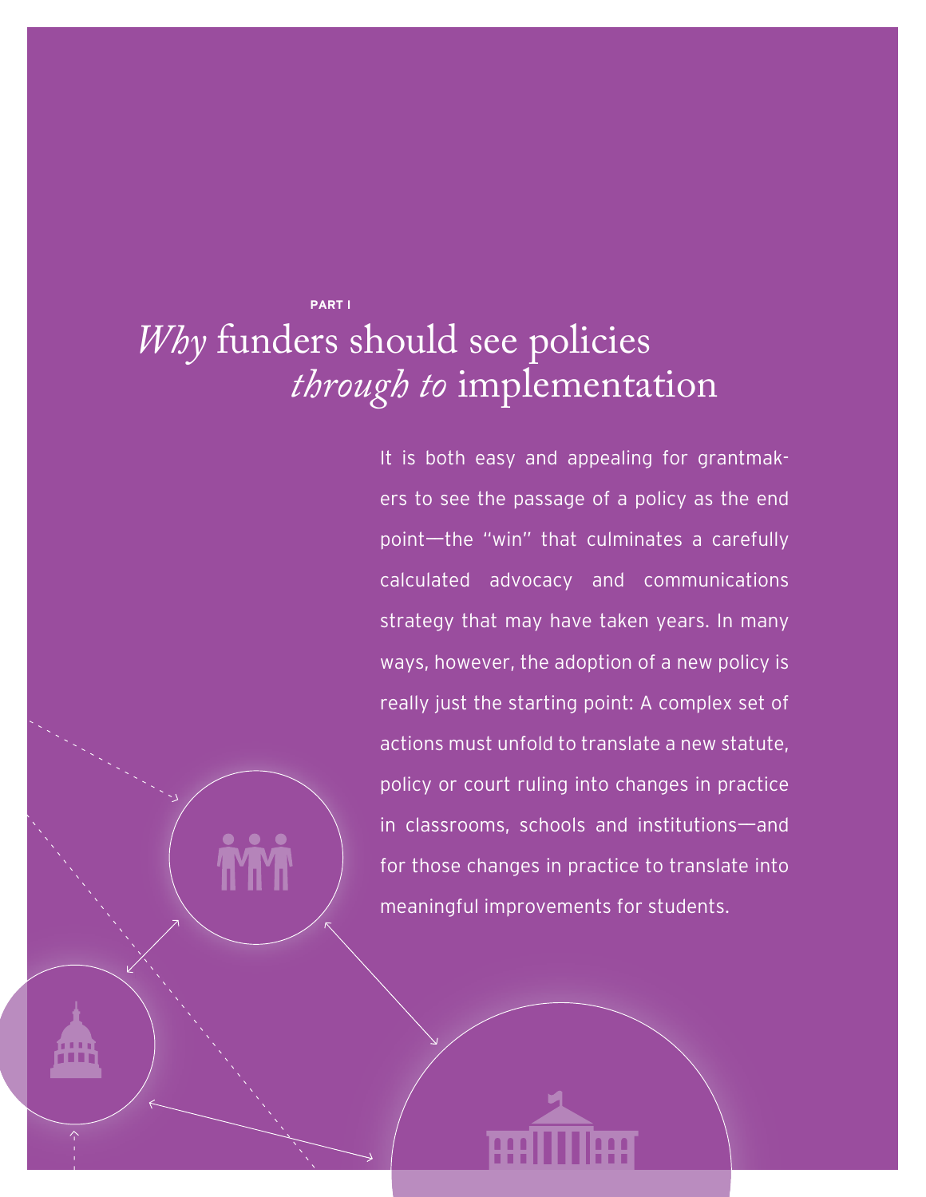PART I

# *Why* funders should see policies *through to* implementation

It is both easy and appealing for grantmakers to see the passage of a policy as the end point—the "win" that culminates a carefully calculated advocacy and communications strategy that may have taken years. In many ways, however, the adoption of a new policy is really just the starting point: A complex set of actions must unfold to translate a new statute, policy or court ruling into changes in practice in classrooms, schools and institutions—and for those changes in practice to translate into meaningful improvements for students.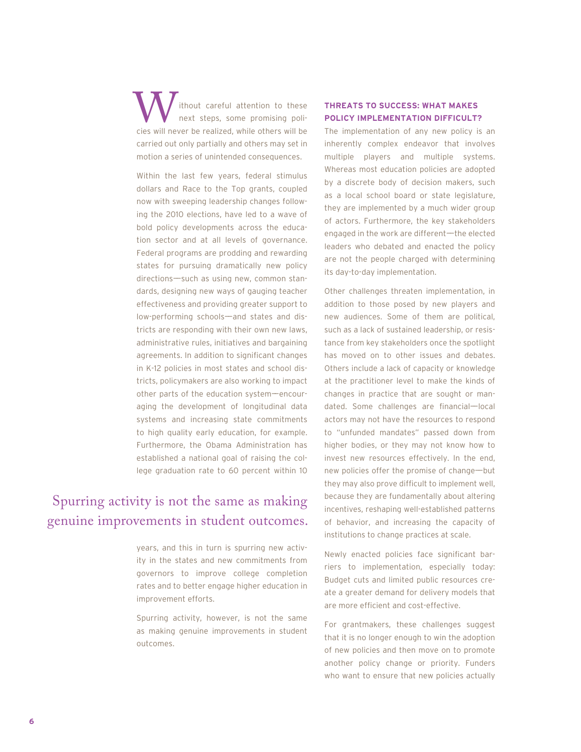Without careful attention to these next steps, some promising policies will never be realized, while others will be carried out only partially and others may set in motion a series of unintended consequences.

Within the last few years, federal stimulus dollars and Race to the Top grants, coupled now with sweeping leadership changes following the 2010 elections, have led to a wave of bold policy developments across the education sector and at all levels of governance. Federal programs are prodding and rewarding states for pursuing dramatically new policy directions—such as using new, common standards, designing new ways of gauging teacher effectiveness and providing greater support to low-performing schools—and states and districts are responding with their own new laws, administrative rules, initiatives and bargaining agreements. In addition to significant changes in K-12 policies in most states and school districts, policymakers are also working to impact other parts of the education system—encouraging the development of longitudinal data systems and increasing state commitments to high quality early education, for example. Furthermore, the Obama Administration has established a national goal of raising the college graduation rate to 60 percent within 10 years, and this in turn is spurring new activity in the states and new commitments from governors to improve college completion rates and to better engage higher education in improvement efforts.

> Spurring activity is not the same as making genuine improvements in student outcomes.

Spurring activity, however, is not the same as making genuine improvements in student outcomes.

### THREATS TO SUCCESS: WHAT MAKES POLICY IMPLEMENTATION DIFFICULT?

The implementation of any new policy is an inherently complex endeavor that involves multiple players and multiple systems. Whereas most education policies are adopted by a discrete body of decision makers, such as a local school board or state legislature, they are implemented by a much wider group of actors. Furthermore, the key stakeholders engaged in the work are different—the elected leaders who debated and enacted the policy are not the people charged with determining its day-to-day implementation.

Other challenges threaten implementation, in addition to those posed by new players and new audiences. Some of them are political, such as a lack of sustained leadership, or resistance from key stakeholders once the spotlight has moved on to other issues and debates. Others include a lack of capacity or knowledge at the practitioner level to make the kinds of changes in practice that are sought or mandated. Some challenges are financial—local actors may not have the resources to respond to "unfunded mandates" passed down from higher bodies, or they may not know how to invest new resources effectively. In the end, new policies offer the promise of change—but they may also prove difficult to implement well, because they are fundamentally about altering incentives, reshaping well-established patterns of behavior, and increasing the capacity of institutions to change practices at scale.

Newly enacted policies face significant barriers to implementation, especially today: Budget cuts and limited public resources create a greater demand for delivery models that are more efficient and cost-effective.

For grantmakers, these challenges suggest that it is no longer enough to win the adoption of new policies and then move on to promote another policy change or priority. Funders who want to ensure that new policies actually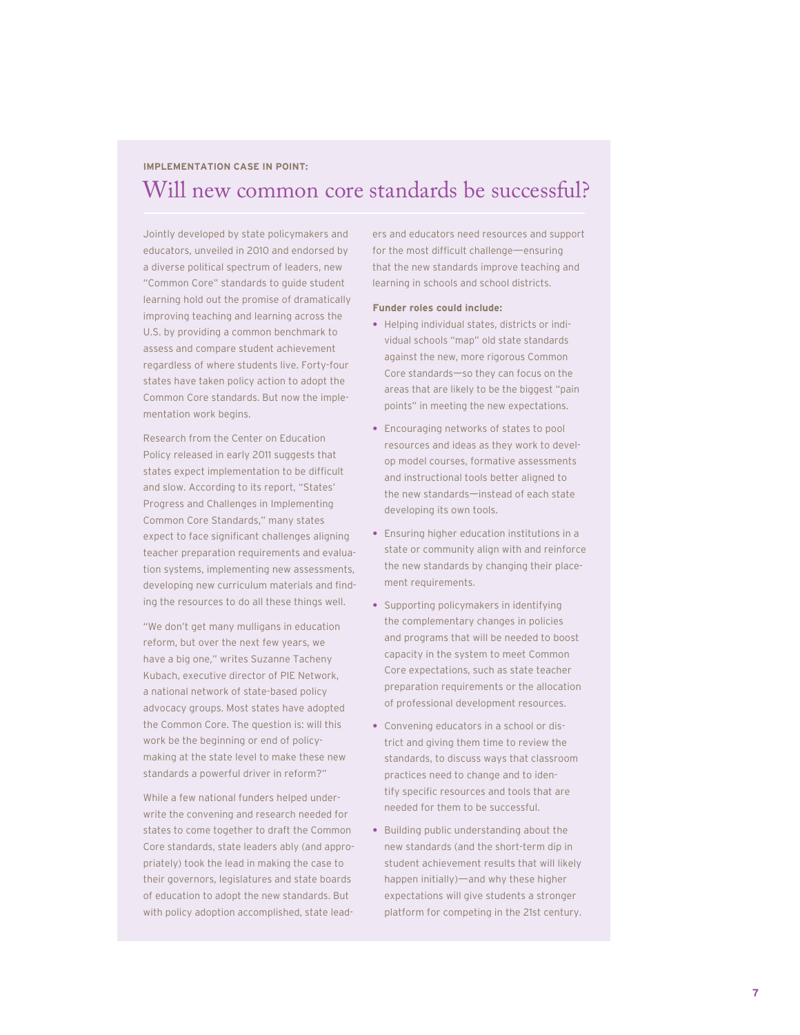**IMPLEMENTATION CASE IN POINT:**

# Will new common core standards be successful?

Jointly developed by state policymakers and educators, unveiled in 2010 and endorsed by a diverse political spectrum of leaders, new "Common Core" standards to guide student learning hold out the promise of dramatically improving teaching and learning across the U.S. by providing a common benchmark to assess and compare student achievement regardless of where students live. Forty-four states have taken policy action to adopt the Common Core standards. But now the implementation work begins.

Research from the Center on Education Policy released in early 2011 suggests that states expect implementation to be difficult and slow. According to its report, "States' Progress and Challenges in Implementing Common Core Standards," many states expect to face significant challenges aligning teacher preparation requirements and evaluation systems, implementing new assessments, developing new curriculum materials and finding the resources to do all these things well.

"We don't get many mulligans in education reform, but over the next few years, we have a big one," writes Suzanne Tacheny Kubach, executive director of PIE Network, a national network of state-based policy advocacy groups. Most states have adopted the Common Core. The question is: will this work be the beginning or end of policymaking at the state level to make these new standards a powerful driver in reform?"

While a few national funders helped underwrite the convening and research needed for states to come together to draft the Common Core standards, state leaders ably (and appropriately) took the lead in making the case to their governors, legislatures and state boards of education to adopt the new standards. But with policy adoption accomplished, state leaders and educators need resources and support for the most difficult challenge—ensuring that the new standards improve teaching and learning in schools and school districts.

**Funder roles could include:**

- Helping individual states, districts or individual schools "map" old state standards against the new, more rigorous Common Core standards—so they can focus on the areas that are likely to be the biggest "pain points" in meeting the new expectations.
- Encouraging networks of states to pool resources and ideas as they work to develop model courses, formative assessments and instructional tools better aligned to the new standards—instead of each state developing its own tools.
- Ensuring higher education institutions in a state or community align with and reinforce the new standards by changing their placement requirements.
- Supporting policymakers in identifying the complementary changes in policies and programs that will be needed to boost capacity in the system to meet Common Core expectations, such as state teacher preparation requirements or the allocation of professional development resources.
- Convening educators in a school or district and giving them time to review the standards, to discuss ways that classroom practices need to change and to identify specific resources and tools that are needed for them to be successful.
- Building public understanding about the new standards (and the short-term dip in student achievement results that will likely happen initially)—and why these higher expectations will give students a stronger platform for competing in the 21st century.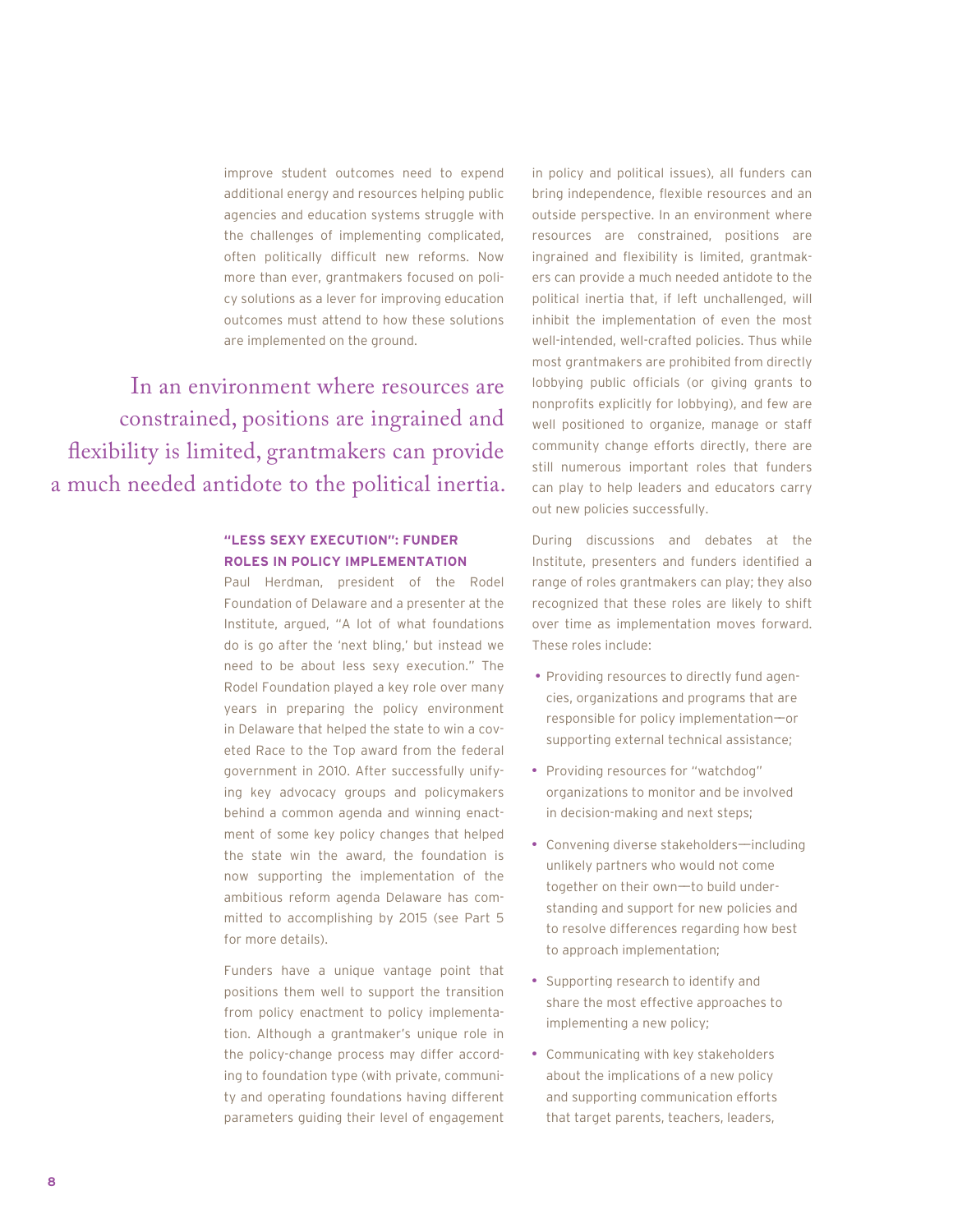improve student outcomes need to expend additional energy and resources helping public agencies and education systems struggle with the challenges of implementing complicated, often politically difficult new reforms. Now more than ever, grantmakers focused on policy solutions as a lever for improving education outcomes must attend to how these solutions are implemented on the ground.

> In an environment where resources are constrained, positions are ingrained and flexibility is limited, grantmakers can provide a much needed antidote to the political inertia.

### "LESS SEXY EXECUTION": FUNDER ROLES IN POLICY IMPLEMENTATION

Paul Herdman, president of the Rodel Foundation of Delaware and a presenter at the Institute, argued, "A lot of what foundations do is go after the 'next bling,' but instead we need to be about less sexy execution." The Rodel Foundation played a key role over many years in preparing the policy environment in Delaware that helped the state to win a coveted Race to the Top award from the federal government in 2010. After successfully unifying key advocacy groups and policymakers behind a common agenda and winning enactment of some key policy changes that helped the state win the award, the foundation is now supporting the implementation of the ambitious reform agenda Delaware has committed to accomplishing by 2015 (see Part 5 for more details).

Funders have a unique vantage point that positions them well to support the transition from policy enactment to policy implementation. Although a grantmaker's unique role in the policy-change process may differ according to foundation type (with private, community and operating foundations having different parameters guiding their level of engagement in policy and political issues), all funders can bring independence, flexible resources and an outside perspective. In an environment where resources are constrained, positions are ingrained and flexibility is limited, grantmakers can provide a much needed antidote to the political inertia that, if left unchallenged, will inhibit the implementation of even the most well-intended, well-crafted policies. Thus while most grantmakers are prohibited from directly lobbying public officials (or giving grants to nonprofits explicitly for lobbying), and few are well positioned to organize, manage or staff community change efforts directly, there are still numerous important roles that funders can play to help leaders and educators carry out new policies successfully.

During discussions and debates at the Institute, presenters and funders identified a range of roles grantmakers can play; they also recognized that these roles are likely to shift over time as implementation moves forward. These roles include:

- Providing resources to directly fund agencies, organizations and programs that are responsible for policy implementation—or supporting external technical assistance;
- Providing resources for "watchdog" organizations to monitor and be involved in decision-making and next steps;
- Convening diverse stakeholders—including unlikely partners who would not come together on their own—to build understanding and support for new policies and to resolve differences regarding how best to approach implementation;
- Supporting research to identify and share the most effective approaches to implementing a new policy;
- Communicating with key stakeholders about the implications of a new policy and supporting communication efforts that target parents, teachers, leaders,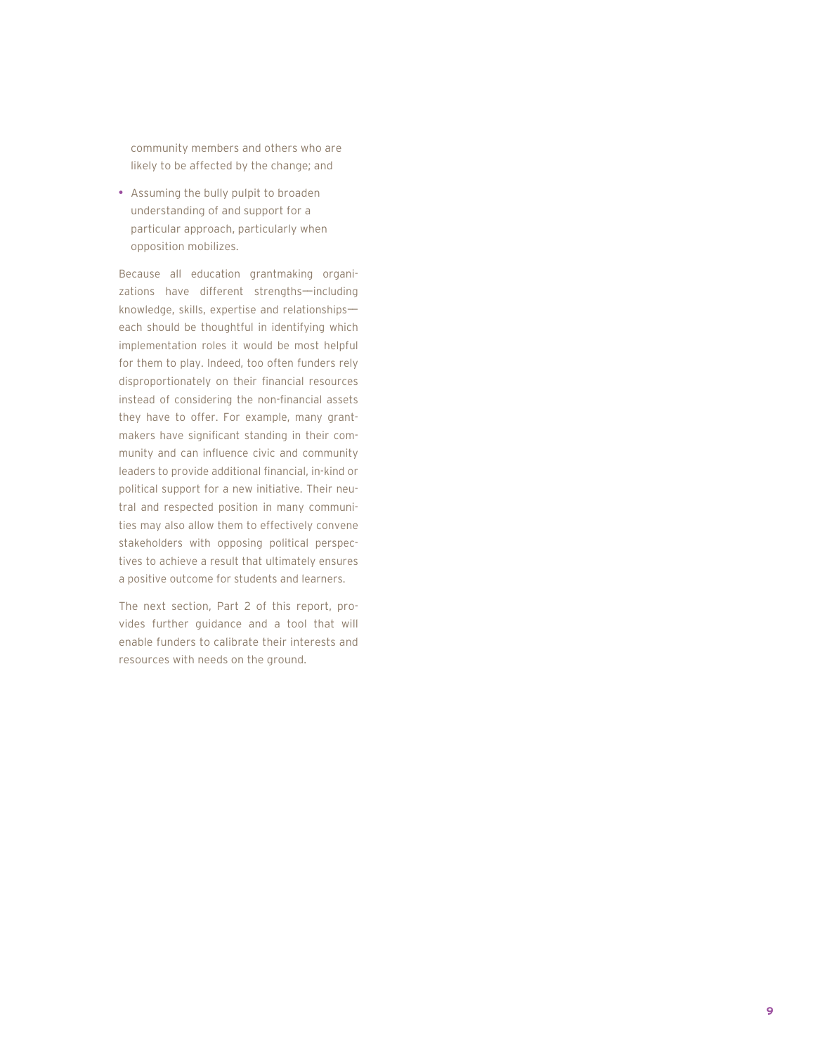community members and others who are likely to be affected by the change; and

- Assuming the bully pulpit to broaden understanding of and support for a particular approach, particularly when opposition mobilizes.

Because all education grantmaking organizations have different strengths—including knowledge, skills, expertise and relationships—each should be thoughtful in identifying which implementation roles it would be most helpful for them to play. Indeed, too often funders rely disproportionately on their financial resources instead of considering the non-financial assets they have to offer. For example, many grantmakers have significant standing in their community and can influence civic and community leaders to provide additional financial, in-kind or political support for a new initiative. Their neutral and respected position in many communities may also allow them to effectively convene stakeholders with opposing political perspectives to achieve a result that ultimately ensures a positive outcome for students and learners.

The next section, Part 2 of this report, provides further guidance and a tool that will enable funders to calibrate their interests and resources with needs on the ground.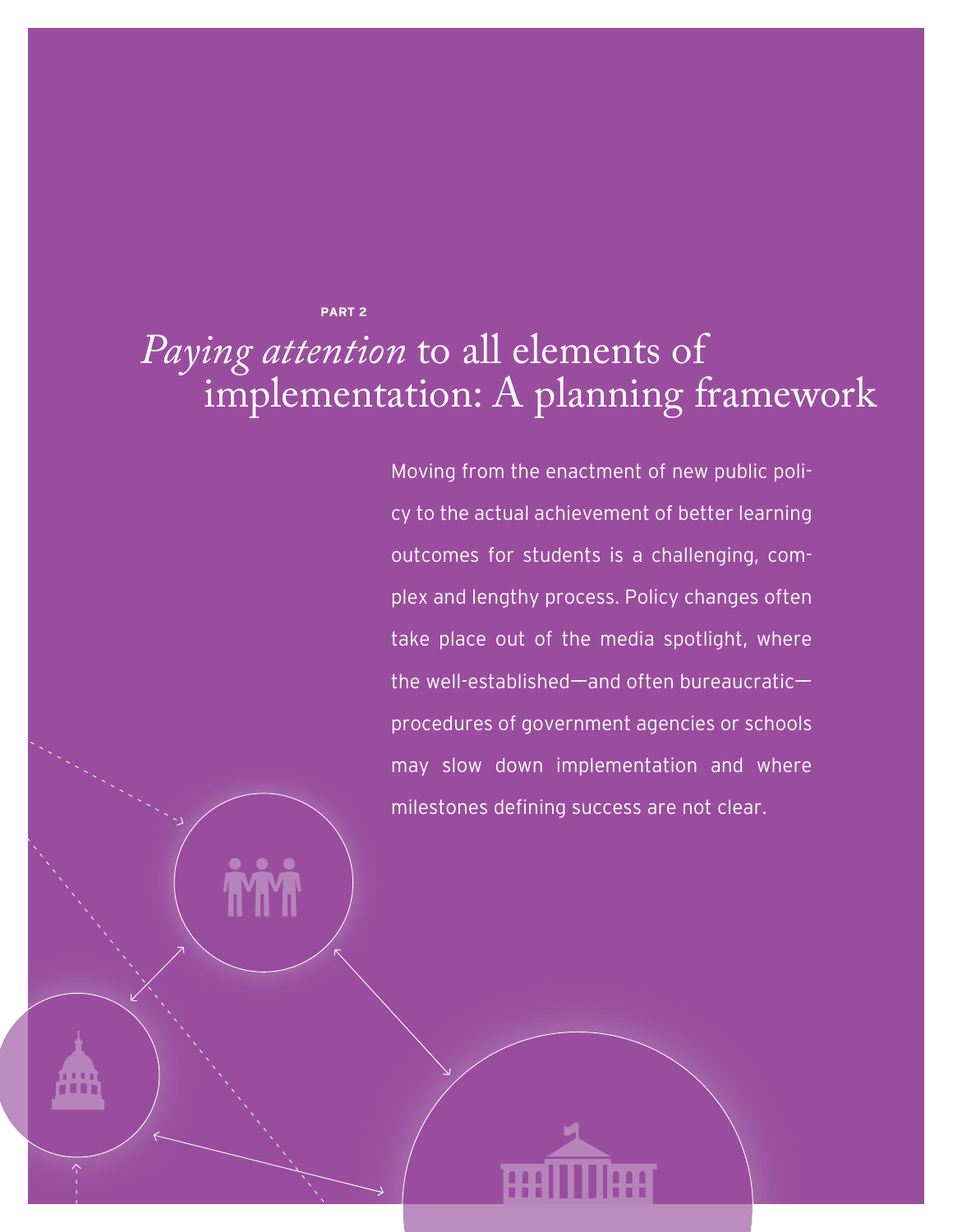PART 2

# *Paying attention* to all elements of implementation: A planning framework

Moving from the enactment of new public policy to the actual achievement of better learning outcomes for students is a challenging, complex and lengthy process. Policy changes often take place out of the media spotlight, where the well-established—and often bureaucratic—procedures of government agencies or schools may slow down implementation and where milestones defining success are not clear.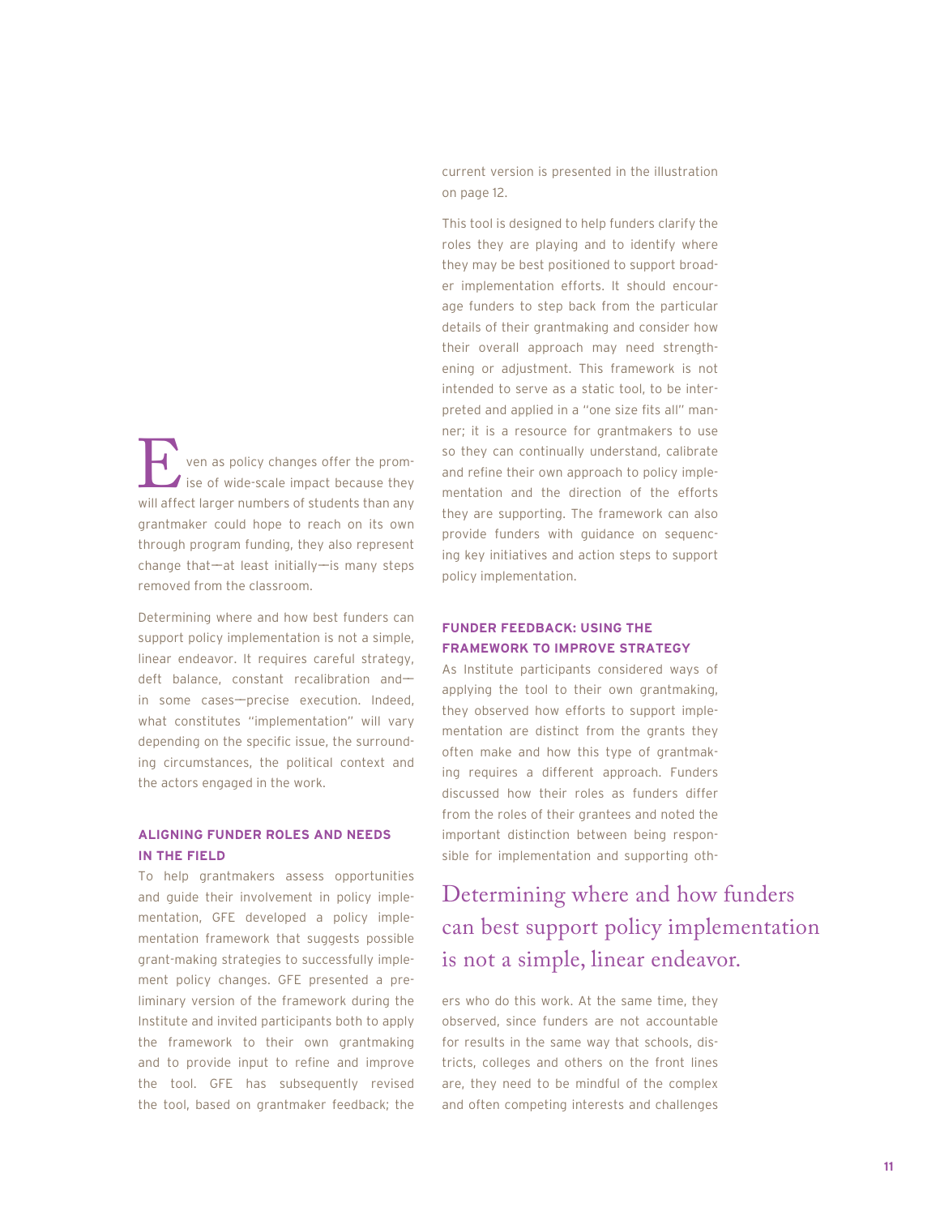Even as policy changes offer the promise of wide-scale impact because they will affect larger numbers of students than any grantmaker could hope to reach on its own through program funding, they also represent change that—at least initially—is many steps removed from the classroom.

Determining where and how best funders can support policy implementation is not a simple, linear endeavor. It requires careful strategy, deft balance, constant recalibration and—in some cases—precise execution. Indeed, what constitutes "implementation" will vary depending on the specific issue, the surrounding circumstances, the political context and the actors engaged in the work.

### ALIGNING FUNDER ROLES AND NEEDS IN THE FIELD

To help grantmakers assess opportunities and guide their involvement in policy implementation, GFE developed a policy implementation framework that suggests possible grant-making strategies to successfully implement policy changes. GFE presented a preliminary version of the framework during the Institute and invited participants both to apply the framework to their own grantmaking and to provide input to refine and improve the tool. GFE has subsequently revised the tool, based on grantmaker feedback; the current version is presented in the illustration on page 12.

This tool is designed to help funders clarify the roles they are playing and to identify where they may be best positioned to support broader implementation efforts. It should encourage funders to step back from the particular details of their grantmaking and consider how their overall approach may need strengthening or adjustment. This framework is not intended to serve as a static tool, to be interpreted and applied in a "one size fits all" manner; it is a resource for grantmakers to use so they can continually understand, calibrate and refine their own approach to policy implementation and the direction of the efforts they are supporting. The framework can also provide funders with guidance on sequencing key initiatives and action steps to support policy implementation.

### FUNDER FEEDBACK: USING THE FRAMEWORK TO IMPROVE STRATEGY

As Institute participants considered ways of applying the tool to their own grantmaking, they observed how efforts to support implementation are distinct from the grants they often make and how this type of grantmaking requires a different approach. Funders discussed how their roles as funders differ from the roles of their grantees and noted the important distinction between being responsible for implementation and supporting others who do this work. At the same time, they observed, since funders are not accountable for results in the same way that schools, districts, colleges and others on the front lines are, they need to be mindful of the complex and often competing interests and challenges

> Determining where and how funders can best support policy implementation is not a simple, linear endeavor.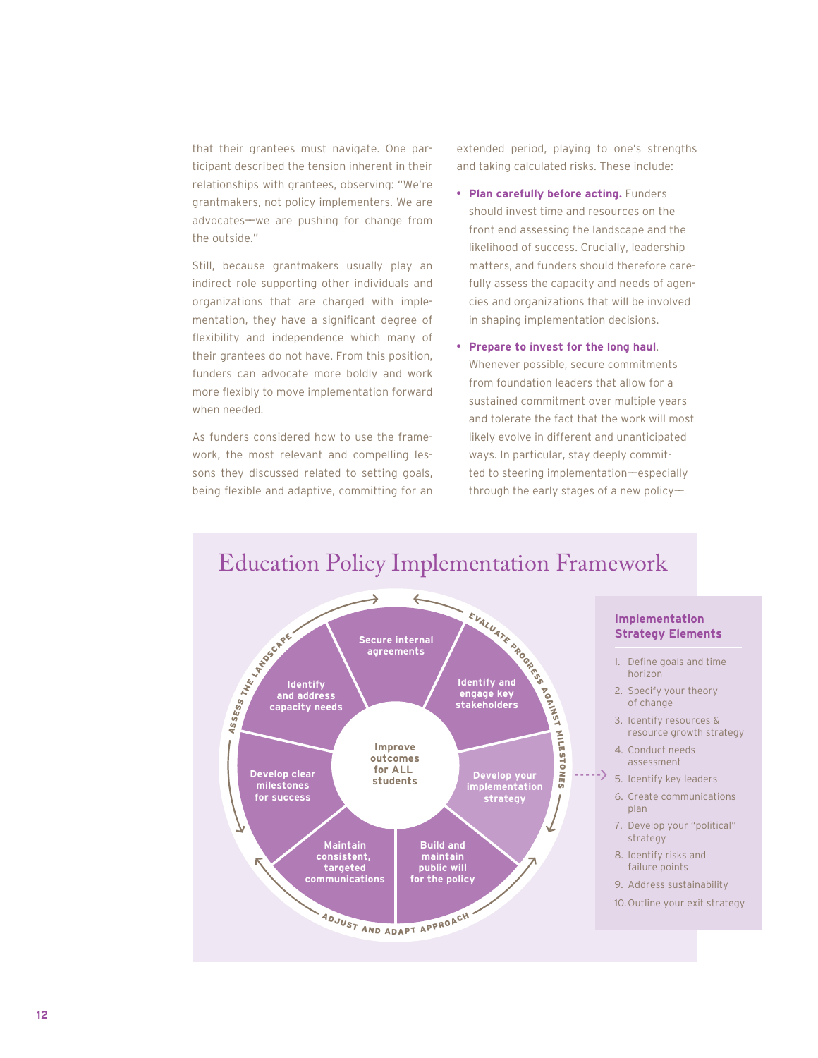that their grantees must navigate. One participant described the tension inherent in their relationships with grantees, observing: "We're grantmakers, not policy implementers. We are advocates—we are pushing for change from the outside."

Still, because grantmakers usually play an indirect role supporting other individuals and organizations that are charged with implementation, they have a significant degree of flexibility and independence which many of their grantees do not have. From this position, funders can advocate more boldly and work more flexibly to move implementation forward when needed.

As funders considered how to use the framework, the most relevant and compelling lessons they discussed related to setting goals, being flexible and adaptive, committing for an extended period, playing to one's strengths and taking calculated risks. These include:

- **Plan carefully before acting.** Funders should invest time and resources on the front end assessing the landscape and the likelihood of success. Crucially, leadership matters, and funders should therefore carefully assess the capacity and needs of agencies and organizations that will be involved in shaping implementation decisions.
- **Prepare to invest for the long haul**. Whenever possible, secure commitments from foundation leaders that allow for a sustained commitment over multiple years and tolerate the fact that the work will most likely evolve in different and unanticipated ways. In particular, stay deeply committed to steering implementation—especially through the early stages of a new policy—

## Education Policy Implementation Framework

**Improve outcomes for ALL students**

- Secure internal agreements
- Identify and engage key stakeholders
- Develop your implementation strategy
- Build and maintain public will for the policy
- Maintain consistent, targeted communications
- Develop clear milestones for success
- Identify and address capacity needs

Assess the landscape → Evaluate progress against milestones → Adjust and adapt approach

### Implementation Strategy Elements

1. Define goals and time horizon
2. Specify your theory of change
3. Identify resources & resource growth strategy
4. Conduct needs assessment
5. Identify key leaders
6. Create communications plan
7. Develop your "political" strategy
8. Identify risks and failure points
9. Address sustainability
10. Outline your exit strategy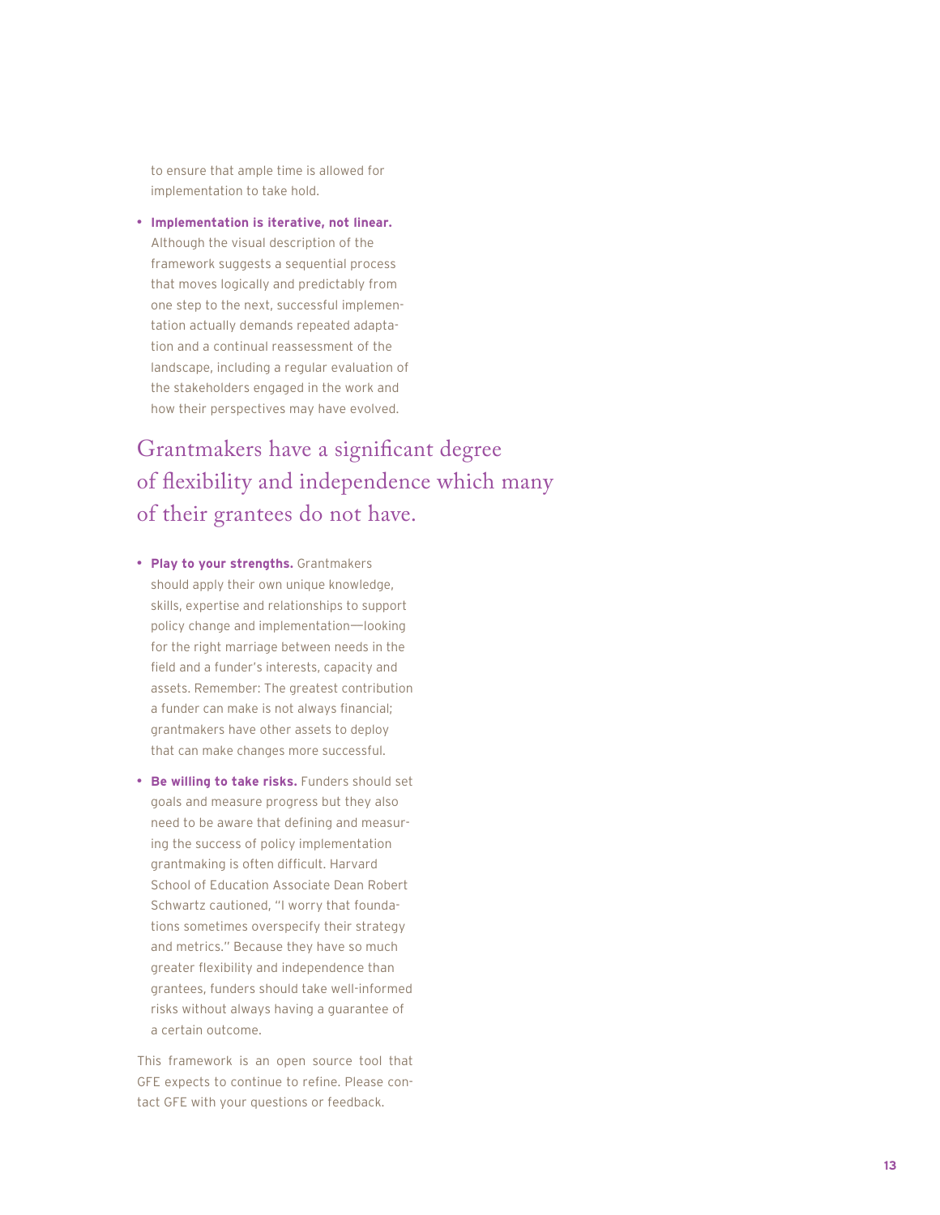to ensure that ample time is allowed for implementation to take hold.

- **Implementation is iterative, not linear.** Although the visual description of the framework suggests a sequential process that moves logically and predictably from one step to the next, successful implementation actually demands repeated adaptation and a continual reassessment of the landscape, including a regular evaluation of the stakeholders engaged in the work and how their perspectives may have evolved.

> Grantmakers have a significant degree of flexibility and independence which many of their grantees do not have.

- **Play to your strengths.** Grantmakers should apply their own unique knowledge, skills, expertise and relationships to support policy change and implementation—looking for the right marriage between needs in the field and a funder's interests, capacity and assets. Remember: The greatest contribution a funder can make is not always financial; grantmakers have other assets to deploy that can make changes more successful.

- **Be willing to take risks.** Funders should set goals and measure progress but they also need to be aware that defining and measuring the success of policy implementation grantmaking is often difficult. Harvard School of Education Associate Dean Robert Schwartz cautioned, "I worry that foundations sometimes overspecify their strategy and metrics." Because they have so much greater flexibility and independence than grantees, funders should take well-informed risks without always having a guarantee of a certain outcome.

This framework is an open source tool that GFE expects to continue to refine. Please contact GFE with your questions or feedback.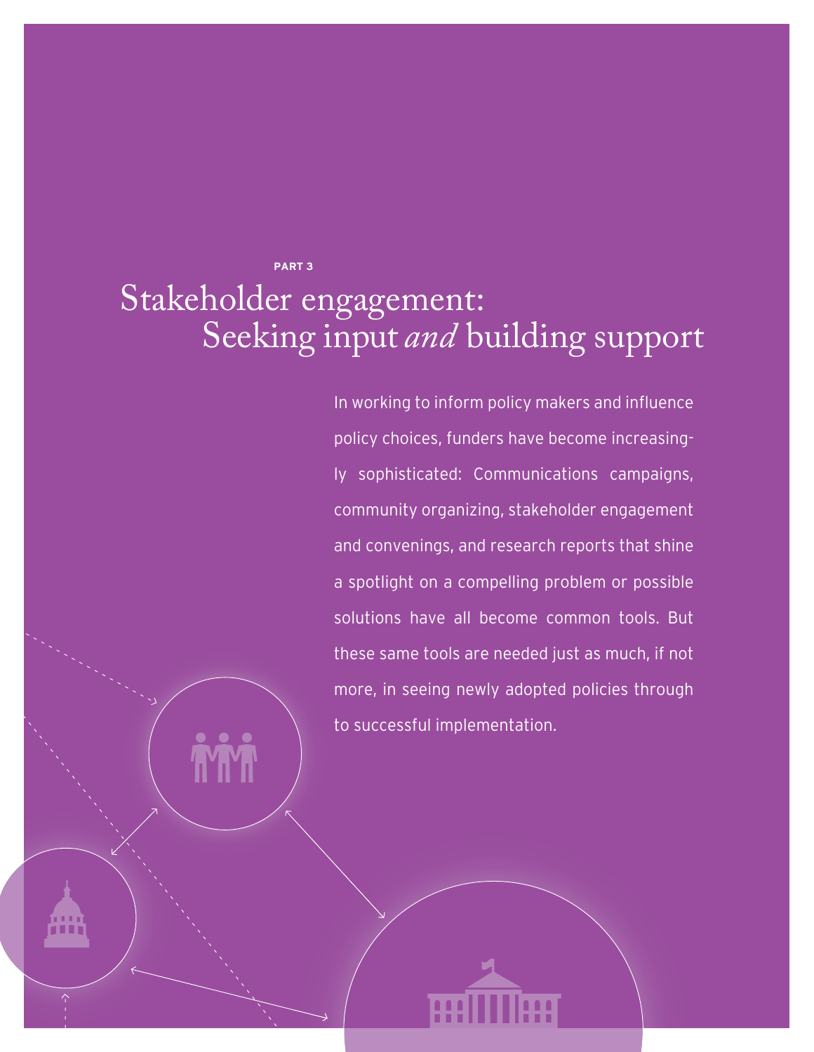**PART 3**

# Stakeholder engagement: Seeking input *and* building support

In working to inform policy makers and influence policy choices, funders have become increasingly sophisticated: Communications campaigns, community organizing, stakeholder engagement and convenings, and research reports that shine a spotlight on a compelling problem or possible solutions have all become common tools. But these same tools are needed just as much, if not more, in seeing newly adopted policies through to successful implementation.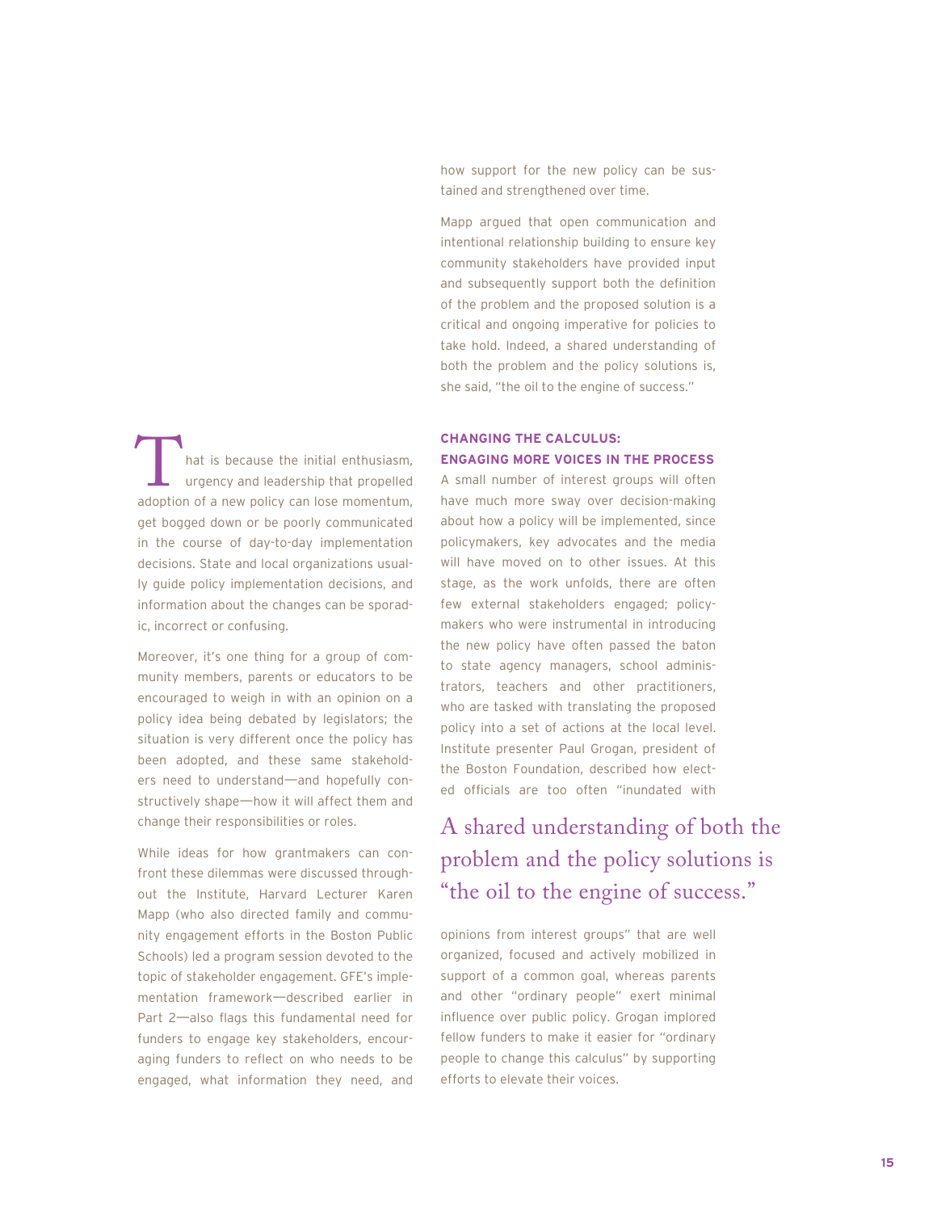That is because the initial enthusiasm, urgency and leadership that propelled adoption of a new policy can lose momentum, get bogged down or be poorly communicated in the course of day-to-day implementation decisions. State and local organizations usually guide policy implementation decisions, and information about the changes can be sporadic, incorrect or confusing.

Moreover, it's one thing for a group of community members, parents or educators to be encouraged to weigh in with an opinion on a policy idea being debated by legislators; the situation is very different once the policy has been adopted, and these same stakeholders need to understand—and hopefully constructively shape—how it will affect them and change their responsibilities or roles.

While ideas for how grantmakers can confront these dilemmas were discussed throughout the Institute, Harvard Lecturer Karen Mapp (who also directed family and community engagement efforts in the Boston Public Schools) led a program session devoted to the topic of stakeholder engagement. GFE's implementation framework—described earlier in Part 2—also flags this fundamental need for funders to engage key stakeholders, encouraging funders to reflect on who needs to be engaged, what information they need, and how support for the new policy can be sustained and strengthened over time.

Mapp argued that open communication and intentional relationship building to ensure key community stakeholders have provided input and subsequently support both the definition of the problem and the proposed solution is a critical and ongoing imperative for policies to take hold. Indeed, a shared understanding of both the problem and the policy solutions is, she said, "the oil to the engine of success."

### CHANGING THE CALCULUS: ENGAGING MORE VOICES IN THE PROCESS

A small number of interest groups will often have much more sway over decision-making about how a policy will be implemented, since policymakers, key advocates and the media will have moved on to other issues. At this stage, as the work unfolds, there are often few external stakeholders engaged; policymakers who were instrumental in introducing the new policy have often passed the baton to state agency managers, school administrators, teachers and other practitioners, who are tasked with translating the proposed policy into a set of actions at the local level. Institute presenter Paul Grogan, president of the Boston Foundation, described how elected officials are too often "inundated with opinions from interest groups" that are well organized, focused and actively mobilized in support of a common goal, whereas parents and other "ordinary people" exert minimal influence over public policy. Grogan implored fellow funders to make it easier for "ordinary people to change this calculus" by supporting efforts to elevate their voices.

> A shared understanding of both the problem and the policy solutions is "the oil to the engine of success."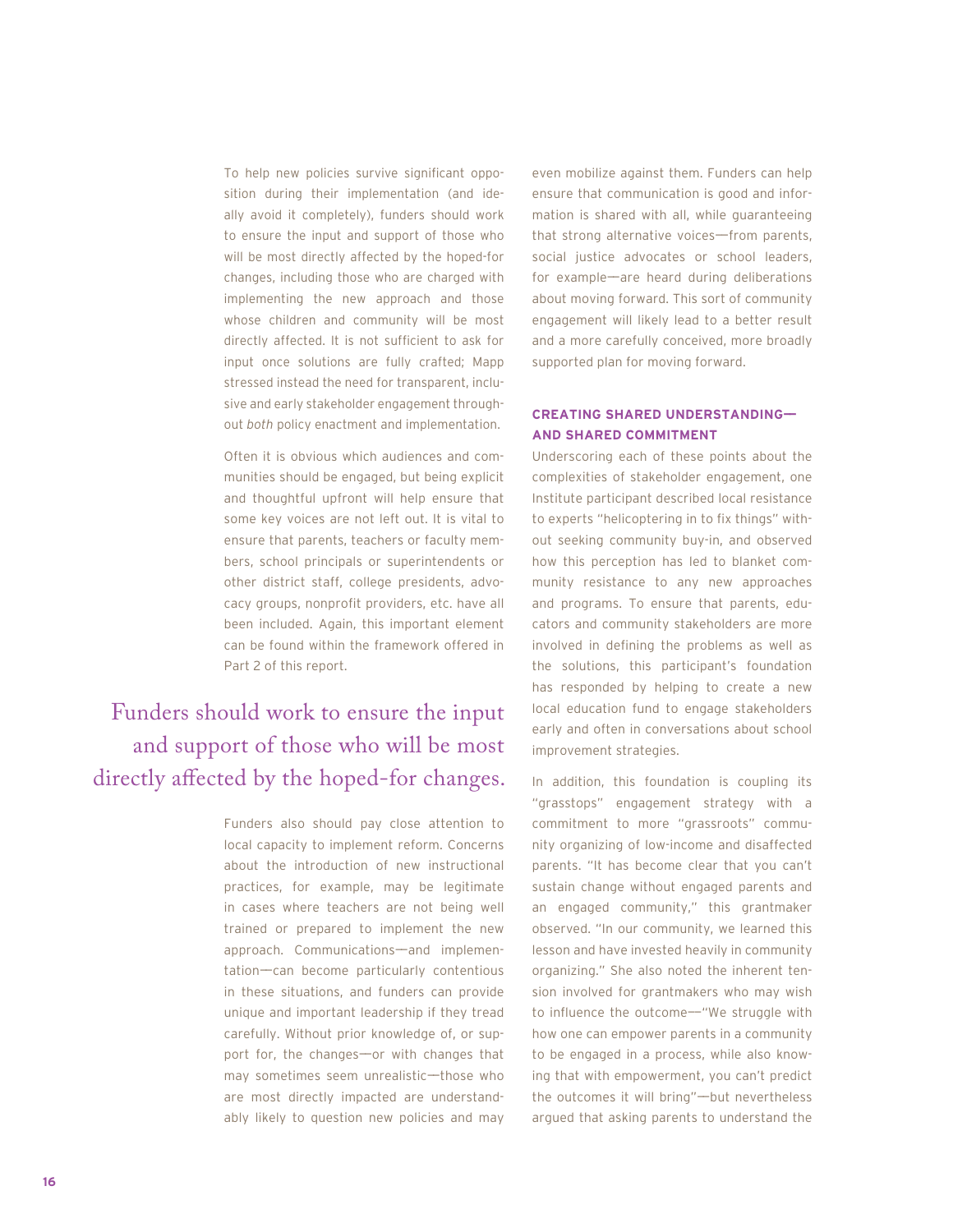To help new policies survive significant opposition during their implementation (and ideally avoid it completely), funders should work to ensure the input and support of those who will be most directly affected by the hoped-for changes, including those who are charged with implementing the new approach and those whose children and community will be most directly affected. It is not sufficient to ask for input once solutions are fully crafted; Mapp stressed instead the need for transparent, inclusive and early stakeholder engagement throughout *both* policy enactment and implementation.

Often it is obvious which audiences and communities should be engaged, but being explicit and thoughtful upfront will help ensure that some key voices are not left out. It is vital to ensure that parents, teachers or faculty members, school principals or superintendents or other district staff, college presidents, advocacy groups, nonprofit providers, etc. have all been included. Again, this important element can be found within the framework offered in Part 2 of this report.

> Funders should work to ensure the input and support of those who will be most directly affected by the hoped-for changes.

Funders also should pay close attention to local capacity to implement reform. Concerns about the introduction of new instructional practices, for example, may be legitimate in cases where teachers are not being well trained or prepared to implement the new approach. Communications—and implementation—can become particularly contentious in these situations, and funders can provide unique and important leadership if they tread carefully. Without prior knowledge of, or support for, the changes—or with changes that may sometimes seem unrealistic—those who are most directly impacted are understandably likely to question new policies and may even mobilize against them. Funders can help ensure that communication is good and information is shared with all, while guaranteeing that strong alternative voices—from parents, social justice advocates or school leaders, for example—are heard during deliberations about moving forward. This sort of community engagement will likely lead to a better result and a more carefully conceived, more broadly supported plan for moving forward.

### CREATING SHARED UNDERSTANDING—AND SHARED COMMITMENT

Underscoring each of these points about the complexities of stakeholder engagement, one Institute participant described local resistance to experts "helicoptering in to fix things" without seeking community buy-in, and observed how this perception has led to blanket community resistance to any new approaches and programs. To ensure that parents, educators and community stakeholders are more involved in defining the problems as well as the solutions, this participant's foundation has responded by helping to create a new local education fund to engage stakeholders early and often in conversations about school improvement strategies.

In addition, this foundation is coupling its "grasstops" engagement strategy with a commitment to more "grassroots" community organizing of low-income and disaffected parents. "It has become clear that you can't sustain change without engaged parents and an engaged community," this grantmaker observed. "In our community, we learned this lesson and have invested heavily in community organizing." She also noted the inherent tension involved for grantmakers who may wish to influence the outcome—"We struggle with how one can empower parents in a community to be engaged in a process, while also knowing that with empowerment, you can't predict the outcomes it will bring"—but nevertheless argued that asking parents to understand the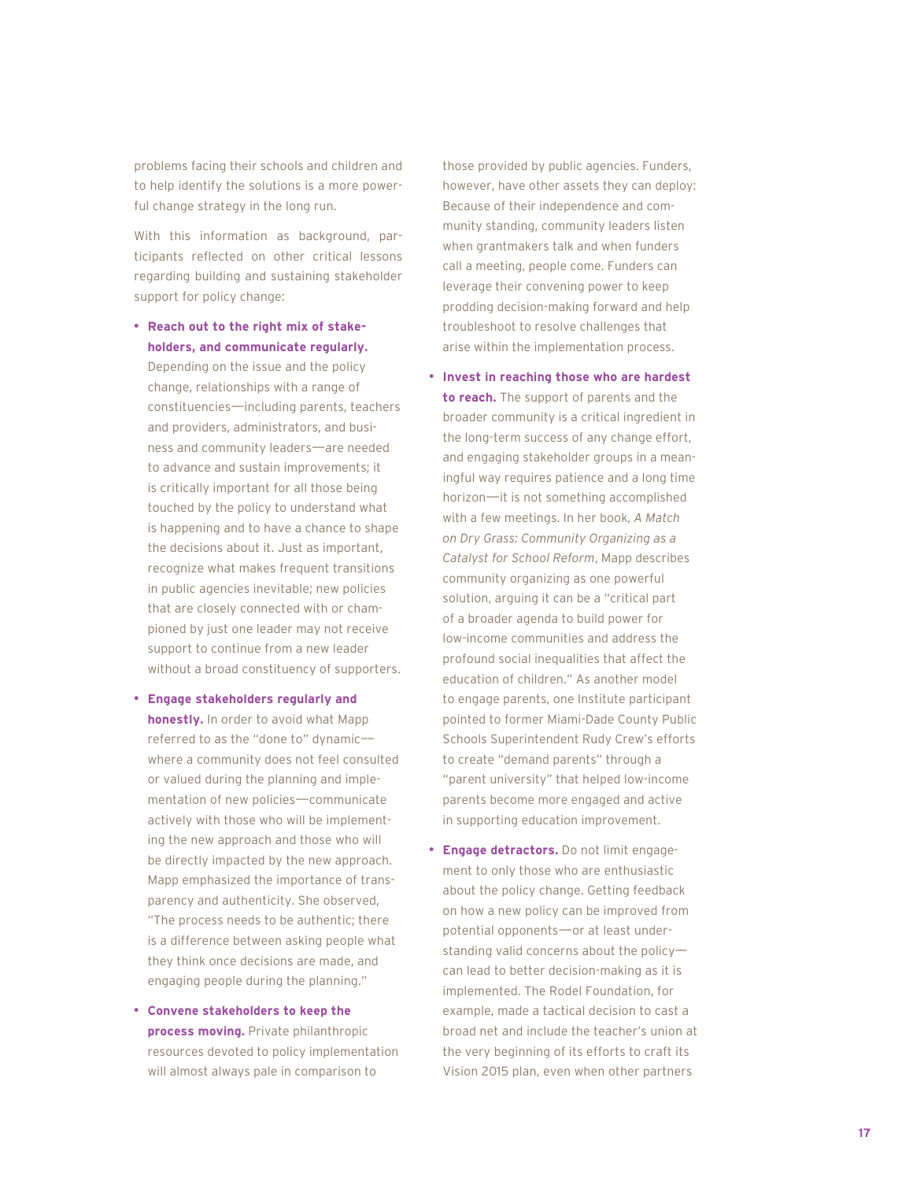problems facing their schools and children and to help identify the solutions is a more powerful change strategy in the long run.

With this information as background, participants reflected on other critical lessons regarding building and sustaining stakeholder support for policy change:

- **Reach out to the right mix of stakeholders, and communicate regularly.** Depending on the issue and the policy change, relationships with a range of constituencies—including parents, teachers and providers, administrators, and business and community leaders—are needed to advance and sustain improvements; it is critically important for all those being touched by the policy to understand what is happening and to have a chance to shape the decisions about it. Just as important, recognize what makes frequent transitions in public agencies inevitable; new policies that are closely connected with or championed by just one leader may not receive support to continue from a new leader without a broad constituency of supporters.

- **Engage stakeholders regularly and honestly.** In order to avoid what Mapp referred to as the "done to" dynamic—where a community does not feel consulted or valued during the planning and implementation of new policies—communicate actively with those who will be implementing the new approach and those who will be directly impacted by the new approach. Mapp emphasized the importance of transparency and authenticity. She observed, "The process needs to be authentic; there is a difference between asking people what they think once decisions are made, and engaging people during the planning."

- **Convene stakeholders to keep the process moving.** Private philanthropic resources devoted to policy implementation will almost always pale in comparison to those provided by public agencies. Funders, however, have other assets they can deploy: Because of their independence and community standing, community leaders listen when grantmakers talk and when funders call a meeting, people come. Funders can leverage their convening power to keep prodding decision-making forward and help troubleshoot to resolve challenges that arise within the implementation process.

- **Invest in reaching those who are hardest to reach.** The support of parents and the broader community is a critical ingredient in the long-term success of any change effort, and engaging stakeholder groups in a meaningful way requires patience and a long time horizon—it is not something accomplished with a few meetings. In her book, *A Match on Dry Grass: Community Organizing as a Catalyst for School Reform*, Mapp describes community organizing as one powerful solution, arguing it can be a "critical part of a broader agenda to build power for low-income communities and address the profound social inequalities that affect the education of children." As another model to engage parents, one Institute participant pointed to former Miami-Dade County Public Schools Superintendent Rudy Crew's efforts to create "demand parents" through a "parent university" that helped low-income parents become more engaged and active in supporting education improvement.

- **Engage detractors.** Do not limit engagement to only those who are enthusiastic about the policy change. Getting feedback on how a new policy can be improved from potential opponents—or at least understanding valid concerns about the policy—can lead to better decision-making as it is implemented. The Rodel Foundation, for example, made a tactical decision to cast a broad net and include the teacher's union at the very beginning of its efforts to craft its Vision 2015 plan, even when other partners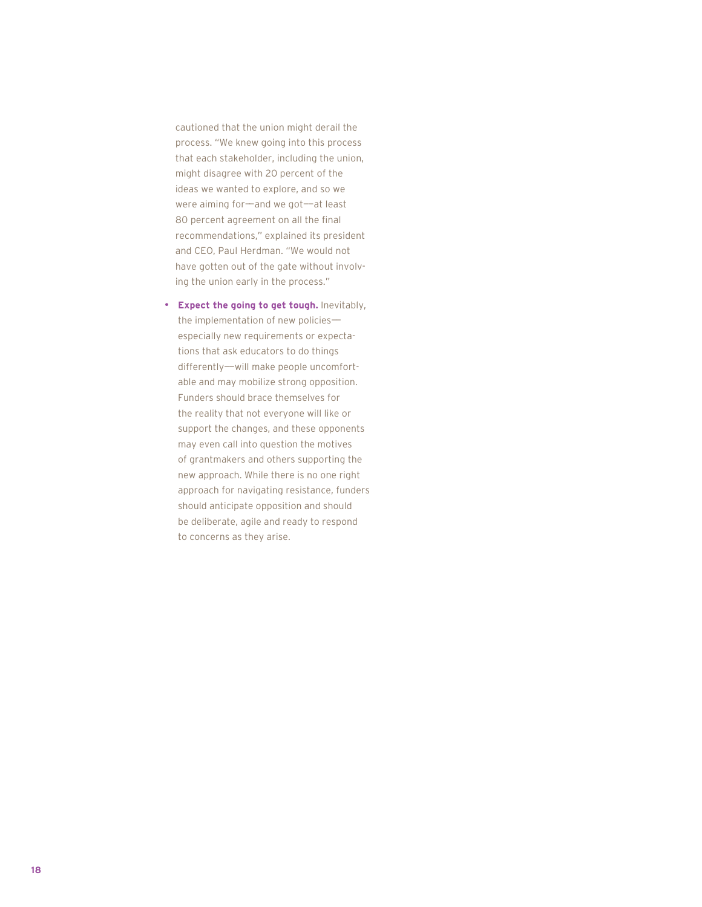cautioned that the union might derail the process. "We knew going into this process that each stakeholder, including the union, might disagree with 20 percent of the ideas we wanted to explore, and so we were aiming for—and we got—at least 80 percent agreement on all the final recommendations," explained its president and CEO, Paul Herdman. "We would not have gotten out of the gate without involving the union early in the process."

- **Expect the going to get tough.** Inevitably, the implementation of new policies—especially new requirements or expectations that ask educators to do things differently—will make people uncomfortable and may mobilize strong opposition. Funders should brace themselves for the reality that not everyone will like or support the changes, and these opponents may even call into question the motives of grantmakers and others supporting the new approach. While there is no one right approach for navigating resistance, funders should anticipate opposition and should be deliberate, agile and ready to respond to concerns as they arise.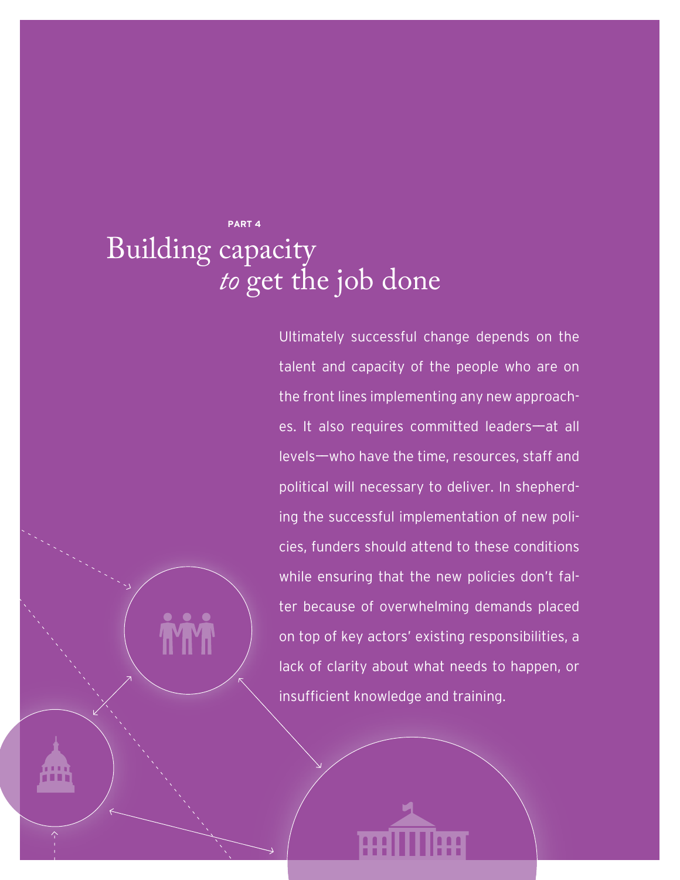PART 4

# Building capacity *to* get the job done

Ultimately successful change depends on the talent and capacity of the people who are on the front lines implementing any new approaches. It also requires committed leaders—at all levels—who have the time, resources, staff and political will necessary to deliver. In shepherding the successful implementation of new policies, funders should attend to these conditions while ensuring that the new policies don't falter because of overwhelming demands placed on top of key actors' existing responsibilities, a lack of clarity about what needs to happen, or insufficient knowledge and training.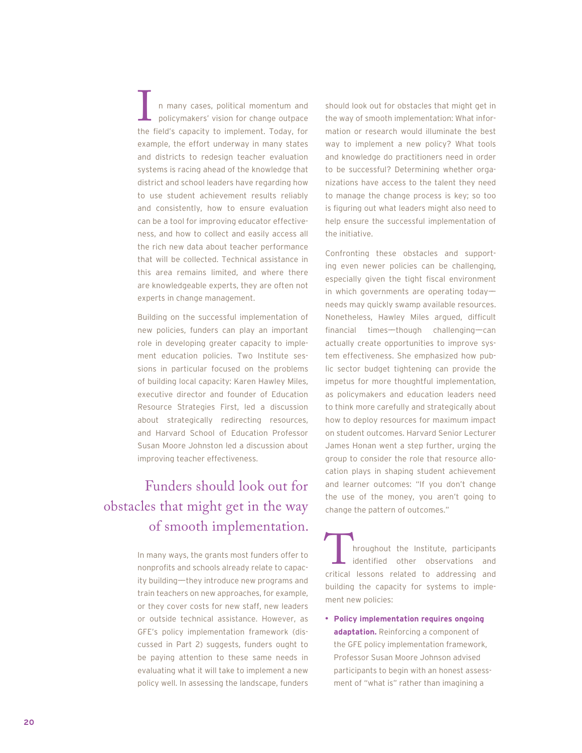In many cases, political momentum and policymakers' vision for change outpace the field's capacity to implement. Today, for example, the effort underway in many states and districts to redesign teacher evaluation systems is racing ahead of the knowledge that district and school leaders have regarding how to use student achievement results reliably and consistently, how to ensure evaluation can be a tool for improving educator effectiveness, and how to collect and easily access all the rich new data about teacher performance that will be collected. Technical assistance in this area remains limited, and where there are knowledgeable experts, they are often not experts in change management.

Building on the successful implementation of new policies, funders can play an important role in developing greater capacity to implement education policies. Two Institute sessions in particular focused on the problems of building local capacity: Karen Hawley Miles, executive director and founder of Education Resource Strategies First, led a discussion about strategically redirecting resources, and Harvard School of Education Professor Susan Moore Johnston led a discussion about improving teacher effectiveness.

## Funders should look out for obstacles that might get in the way of smooth implementation.

In many ways, the grants most funders offer to nonprofits and schools already relate to capacity building—they introduce new programs and train teachers on new approaches, for example, or they cover costs for new staff, new leaders or outside technical assistance. However, as GFE's policy implementation framework (discussed in Part 2) suggests, funders ought to be paying attention to these same needs in evaluating what it will take to implement a new policy well. In assessing the landscape, funders should look out for obstacles that might get in the way of smooth implementation: What information or research would illuminate the best way to implement a new policy? What tools and knowledge do practitioners need in order to be successful? Determining whether organizations have access to the talent they need to manage the change process is key; so too is figuring out what leaders might also need to help ensure the successful implementation of the initiative.

Confronting these obstacles and supporting even newer policies can be challenging, especially given the tight fiscal environment in which governments are operating today—needs may quickly swamp available resources. Nonetheless, Hawley Miles argued, difficult financial times—though challenging—can actually create opportunities to improve system effectiveness. She emphasized how public sector budget tightening can provide the impetus for more thoughtful implementation, as policymakers and education leaders need to think more carefully and strategically about how to deploy resources for maximum impact on student outcomes. Harvard Senior Lecturer James Honan went a step further, urging the group to consider the role that resource allocation plays in shaping student achievement and learner outcomes: "If you don't change the use of the money, you aren't going to change the pattern of outcomes."

Throughout the Institute, participants identified other observations and critical lessons related to addressing and building the capacity for systems to implement new policies:

- **Policy implementation requires ongoing adaptation.** Reinforcing a component of the GFE policy implementation framework, Professor Susan Moore Johnson advised participants to begin with an honest assessment of "what is" rather than imagining a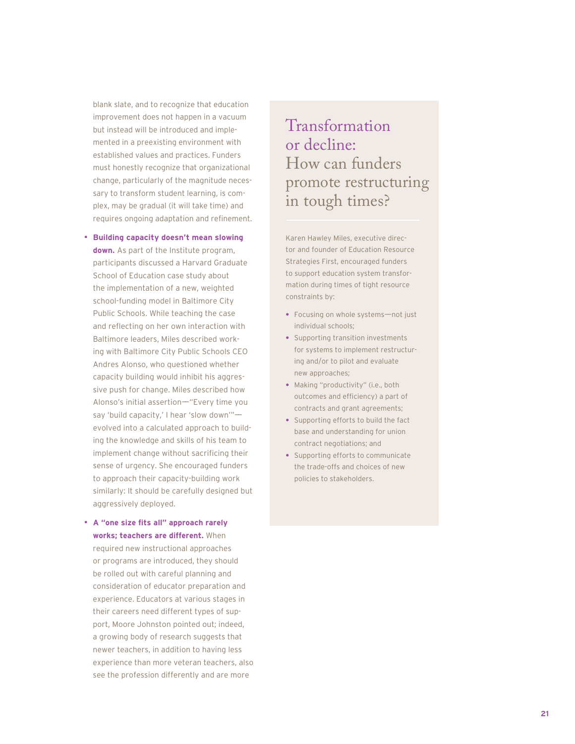blank slate, and to recognize that education improvement does not happen in a vacuum but instead will be introduced and implemented in a preexisting environment with established values and practices. Funders must honestly recognize that organizational change, particularly of the magnitude necessary to transform student learning, is complex, may be gradual (it will take time) and requires ongoing adaptation and refinement.

- **Building capacity doesn't mean slowing down.** As part of the Institute program, participants discussed a Harvard Graduate School of Education case study about the implementation of a new, weighted school-funding model in Baltimore City Public Schools. While teaching the case and reflecting on her own interaction with Baltimore leaders, Miles described working with Baltimore City Public Schools CEO Andres Alonso, who questioned whether capacity building would inhibit his aggressive push for change. Miles described how Alonso's initial assertion—"Every time you say 'build capacity,' I hear 'slow down'"—evolved into a calculated approach to building the knowledge and skills of his team to implement change without sacrificing their sense of urgency. She encouraged funders to approach their capacity-building work similarly: It should be carefully designed but aggressively deployed.

- **A "one size fits all" approach rarely works; teachers are different.** When required new instructional approaches or programs are introduced, they should be rolled out with careful planning and consideration of educator preparation and experience. Educators at various stages in their careers need different types of support, Moore Johnston pointed out; indeed, a growing body of research suggests that newer teachers, in addition to having less experience than more veteran teachers, also see the profession differently and are more

## Transformation or decline: How can funders promote restructuring in tough times?

Karen Hawley Miles, executive director and founder of Education Resource Strategies First, encouraged funders to support education system transformation during times of tight resource constraints by:

- Focusing on whole systems—not just individual schools;
- Supporting transition investments for systems to implement restructuring and/or to pilot and evaluate new approaches;
- Making "productivity" (i.e., both outcomes and efficiency) a part of contracts and grant agreements;
- Supporting efforts to build the fact base and understanding for union contract negotiations; and
- Supporting efforts to communicate the trade-offs and choices of new policies to stakeholders.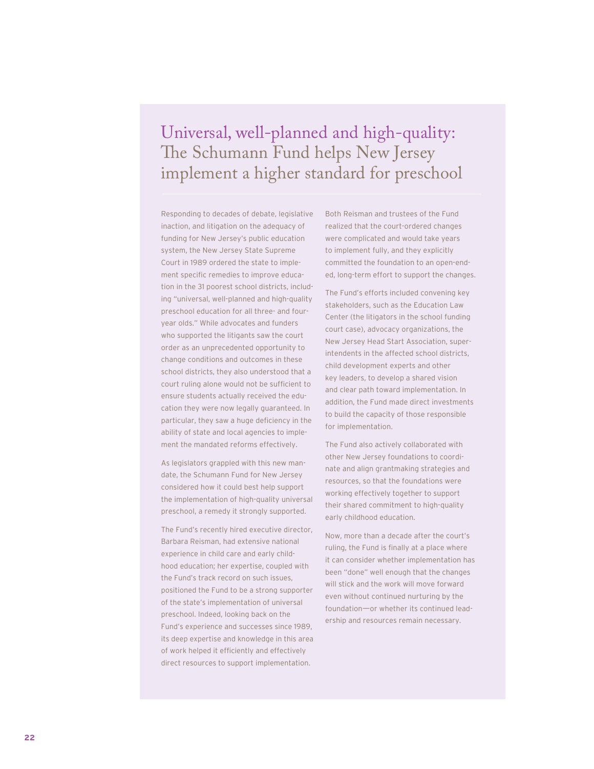# Universal, well-planned and high-quality: The Schumann Fund helps New Jersey implement a higher standard for preschool

Responding to decades of debate, legislative inaction, and litigation on the adequacy of funding for New Jersey's public education system, the New Jersey State Supreme Court in 1989 ordered the state to implement specific remedies to improve education in the 31 poorest school districts, including "universal, well-planned and high-quality preschool education for all three- and four-year olds." While advocates and funders who supported the litigants saw the court order as an unprecedented opportunity to change conditions and outcomes in these school districts, they also understood that a court ruling alone would not be sufficient to ensure students actually received the education they were now legally guaranteed. In particular, they saw a huge deficiency in the ability of state and local agencies to implement the mandated reforms effectively.

As legislators grappled with this new mandate, the Schumann Fund for New Jersey considered how it could best help support the implementation of high-quality universal preschool, a remedy it strongly supported.

The Fund's recently hired executive director, Barbara Reisman, had extensive national experience in child care and early childhood education; her expertise, coupled with the Fund's track record on such issues, positioned the Fund to be a strong supporter of the state's implementation of universal preschool. Indeed, looking back on the Fund's experience and successes since 1989, its deep expertise and knowledge in this area of work helped it efficiently and effectively direct resources to support implementation.

Both Reisman and trustees of the Fund realized that the court-ordered changes were complicated and would take years to implement fully, and they explicitly committed the foundation to an open-ended, long-term effort to support the changes.

The Fund's efforts included convening key stakeholders, such as the Education Law Center (the litigators in the school funding court case), advocacy organizations, the New Jersey Head Start Association, superintendents in the affected school districts, child development experts and other key leaders, to develop a shared vision and clear path toward implementation. In addition, the Fund made direct investments to build the capacity of those responsible for implementation.

The Fund also actively collaborated with other New Jersey foundations to coordinate and align grantmaking strategies and resources, so that the foundations were working effectively together to support their shared commitment to high-quality early childhood education.

Now, more than a decade after the court's ruling, the Fund is finally at a place where it can consider whether implementation has been "done" well enough that the changes will stick and the work will move forward even without continued nurturing by the foundation—or whether its continued leadership and resources remain necessary.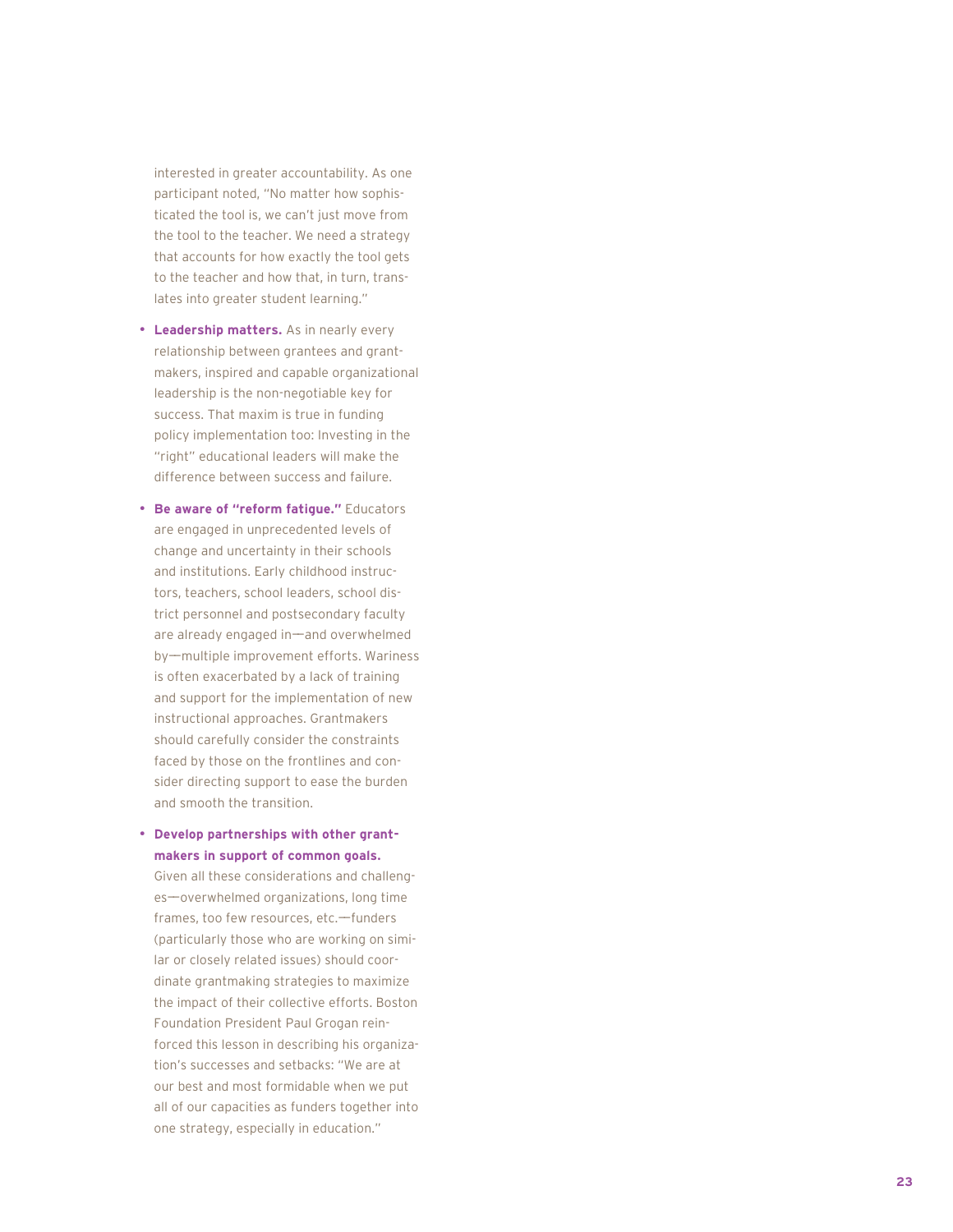interested in greater accountability. As one participant noted, "No matter how sophisticated the tool is, we can't just move from the tool to the teacher. We need a strategy that accounts for how exactly the tool gets to the teacher and how that, in turn, translates into greater student learning."

- **Leadership matters.** As in nearly every relationship between grantees and grantmakers, inspired and capable organizational leadership is the non-negotiable key for success. That maxim is true in funding policy implementation too: Investing in the "right" educational leaders will make the difference between success and failure.

- **Be aware of "reform fatigue."** Educators are engaged in unprecedented levels of change and uncertainty in their schools and institutions. Early childhood instructors, teachers, school leaders, school district personnel and postsecondary faculty are already engaged in—and overwhelmed by—multiple improvement efforts. Wariness is often exacerbated by a lack of training and support for the implementation of new instructional approaches. Grantmakers should carefully consider the constraints faced by those on the frontlines and consider directing support to ease the burden and smooth the transition.

- **Develop partnerships with other grantmakers in support of common goals.** Given all these considerations and challenges—overwhelmed organizations, long time frames, too few resources, etc.—funders (particularly those who are working on similar or closely related issues) should coordinate grantmaking strategies to maximize the impact of their collective efforts. Boston Foundation President Paul Grogan reinforced this lesson in describing his organization's successes and setbacks: "We are at our best and most formidable when we put all of our capacities as funders together into one strategy, especially in education."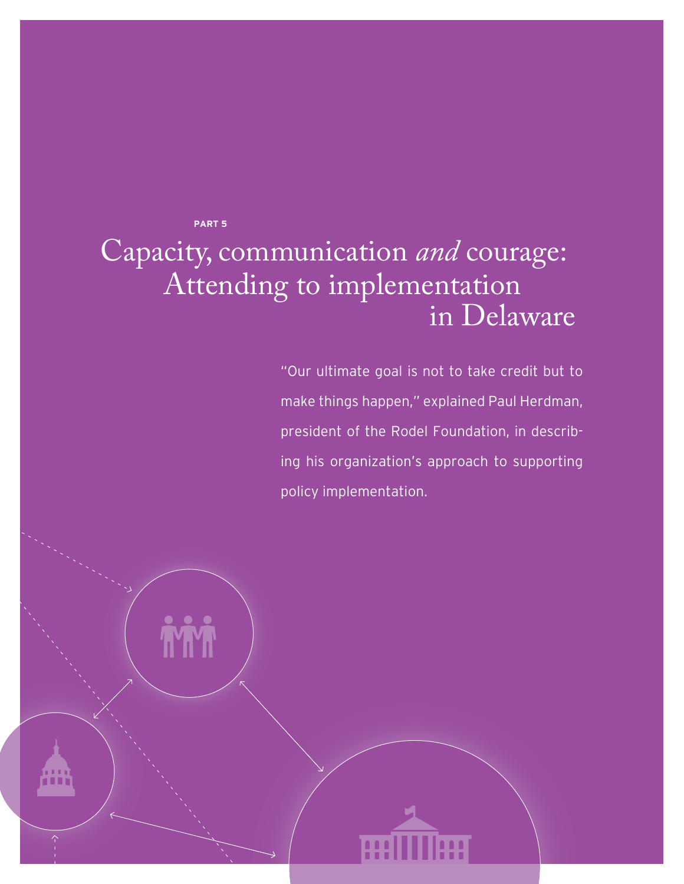**PART 5**

# Capacity, communication *and* courage: Attending to implementation in Delaware

"Our ultimate goal is not to take credit but to make things happen," explained Paul Herdman, president of the Rodel Foundation, in describing his organization's approach to supporting policy implementation.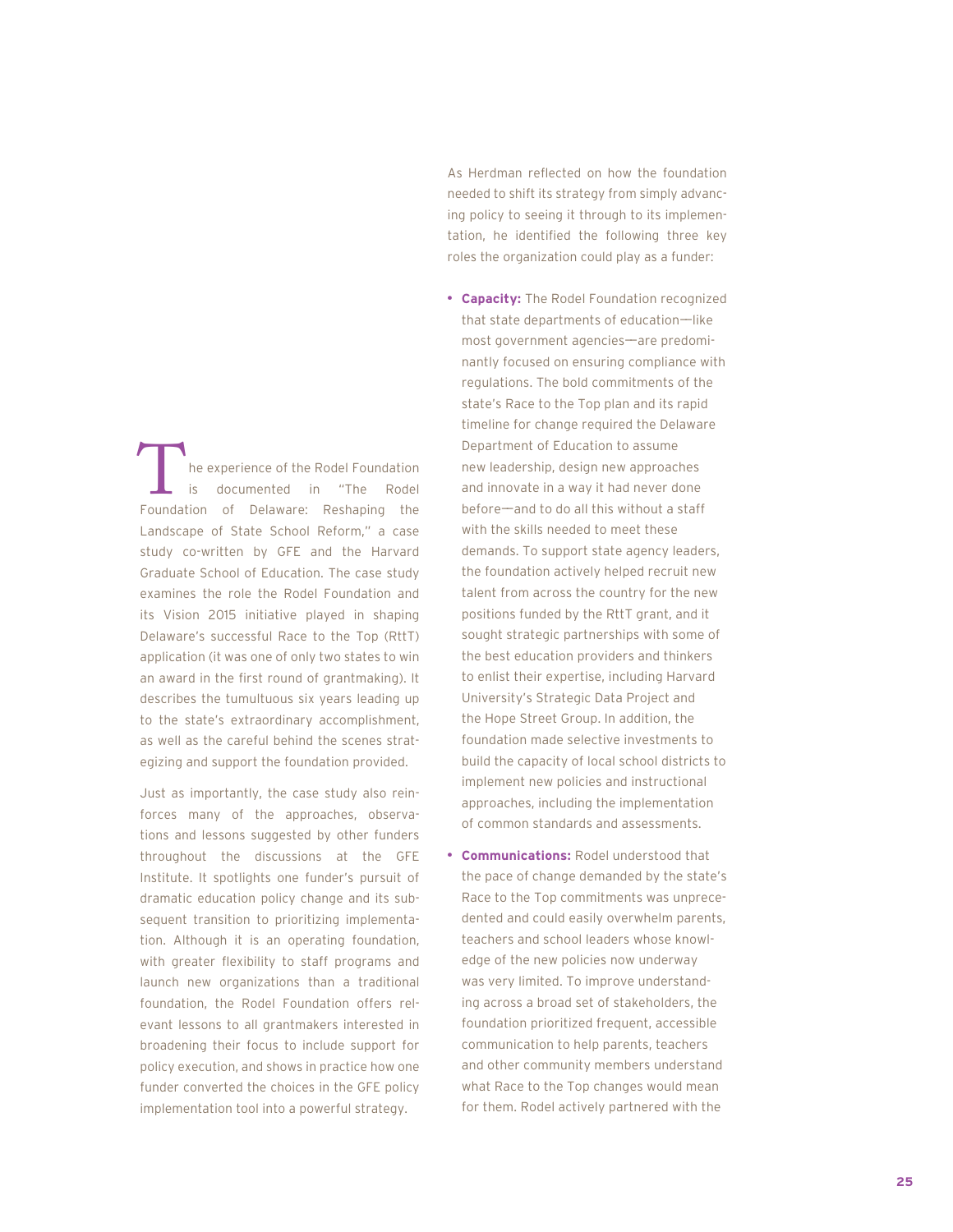The experience of the Rodel Foundation is documented in "The Rodel Foundation of Delaware: Reshaping the Landscape of State School Reform," a case study co-written by GFE and the Harvard Graduate School of Education. The case study examines the role the Rodel Foundation and its Vision 2015 initiative played in shaping Delaware's successful Race to the Top (RttT) application (it was one of only two states to win an award in the first round of grantmaking). It describes the tumultuous six years leading up to the state's extraordinary accomplishment, as well as the careful behind the scenes strategizing and support the foundation provided.

Just as importantly, the case study also reinforces many of the approaches, observations and lessons suggested by other funders throughout the discussions at the GFE Institute. It spotlights one funder's pursuit of dramatic education policy change and its subsequent transition to prioritizing implementation. Although it is an operating foundation, with greater flexibility to staff programs and launch new organizations than a traditional foundation, the Rodel Foundation offers relevant lessons to all grantmakers interested in broadening their focus to include support for policy execution, and shows in practice how one funder converted the choices in the GFE policy implementation tool into a powerful strategy.

As Herdman reflected on how the foundation needed to shift its strategy from simply advancing policy to seeing it through to its implementation, he identified the following three key roles the organization could play as a funder:

- **Capacity:** The Rodel Foundation recognized that state departments of education—like most government agencies—are predominantly focused on ensuring compliance with regulations. The bold commitments of the state's Race to the Top plan and its rapid timeline for change required the Delaware Department of Education to assume new leadership, design new approaches and innovate in a way it had never done before—and to do all this without a staff with the skills needed to meet these demands. To support state agency leaders, the foundation actively helped recruit new talent from across the country for the new positions funded by the RttT grant, and it sought strategic partnerships with some of the best education providers and thinkers to enlist their expertise, including Harvard University's Strategic Data Project and the Hope Street Group. In addition, the foundation made selective investments to build the capacity of local school districts to implement new policies and instructional approaches, including the implementation of common standards and assessments.
- **Communications:** Rodel understood that the pace of change demanded by the state's Race to the Top commitments was unprecedented and could easily overwhelm parents, teachers and school leaders whose knowledge of the new policies now underway was very limited. To improve understanding across a broad set of stakeholders, the foundation prioritized frequent, accessible communication to help parents, teachers and other community members understand what Race to the Top changes would mean for them. Rodel actively partnered with the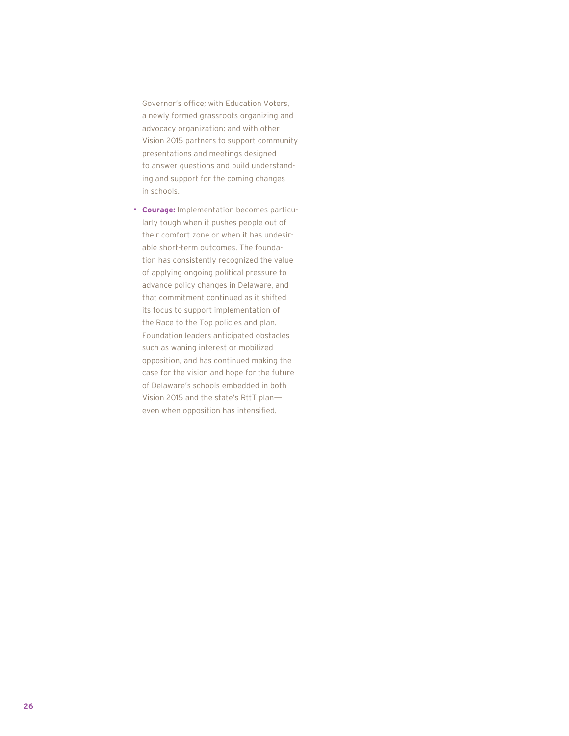Governor's office; with Education Voters, a newly formed grassroots organizing and advocacy organization; and with other Vision 2015 partners to support community presentations and meetings designed to answer questions and build understanding and support for the coming changes in schools.

- **Courage:** Implementation becomes particularly tough when it pushes people out of their comfort zone or when it has undesirable short-term outcomes. The foundation has consistently recognized the value of applying ongoing political pressure to advance policy changes in Delaware, and that commitment continued as it shifted its focus to support implementation of the Race to the Top policies and plan. Foundation leaders anticipated obstacles such as waning interest or mobilized opposition, and has continued making the case for the vision and hope for the future of Delaware's schools embedded in both Vision 2015 and the state's RttT plan—even when opposition has intensified.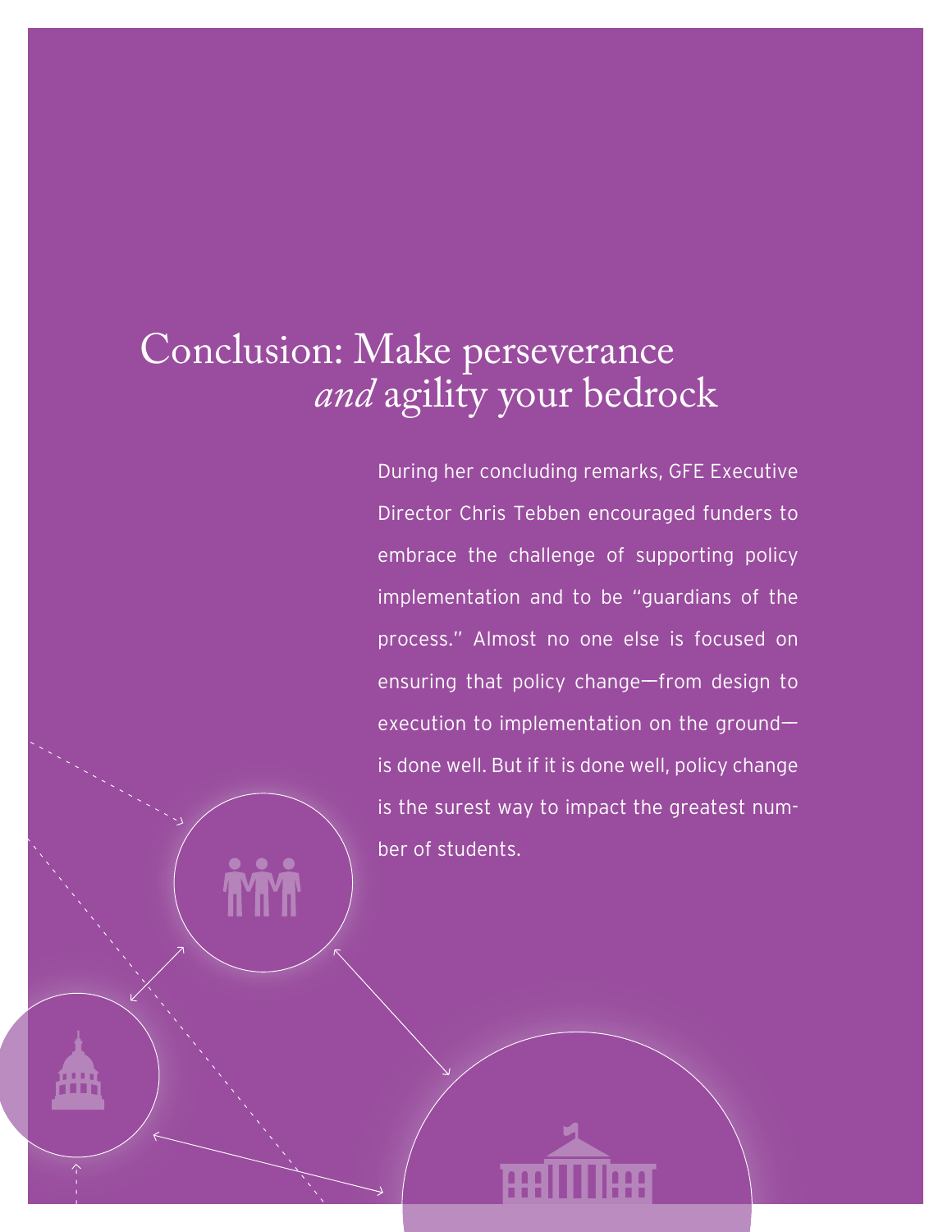# Conclusion: Make perseverance *and* agility your bedrock

During her concluding remarks, GFE Executive Director Chris Tebben encouraged funders to embrace the challenge of supporting policy implementation and to be "guardians of the process." Almost no one else is focused on ensuring that policy change—from design to execution to implementation on the ground—is done well. But if it is done well, policy change is the surest way to impact the greatest number of students.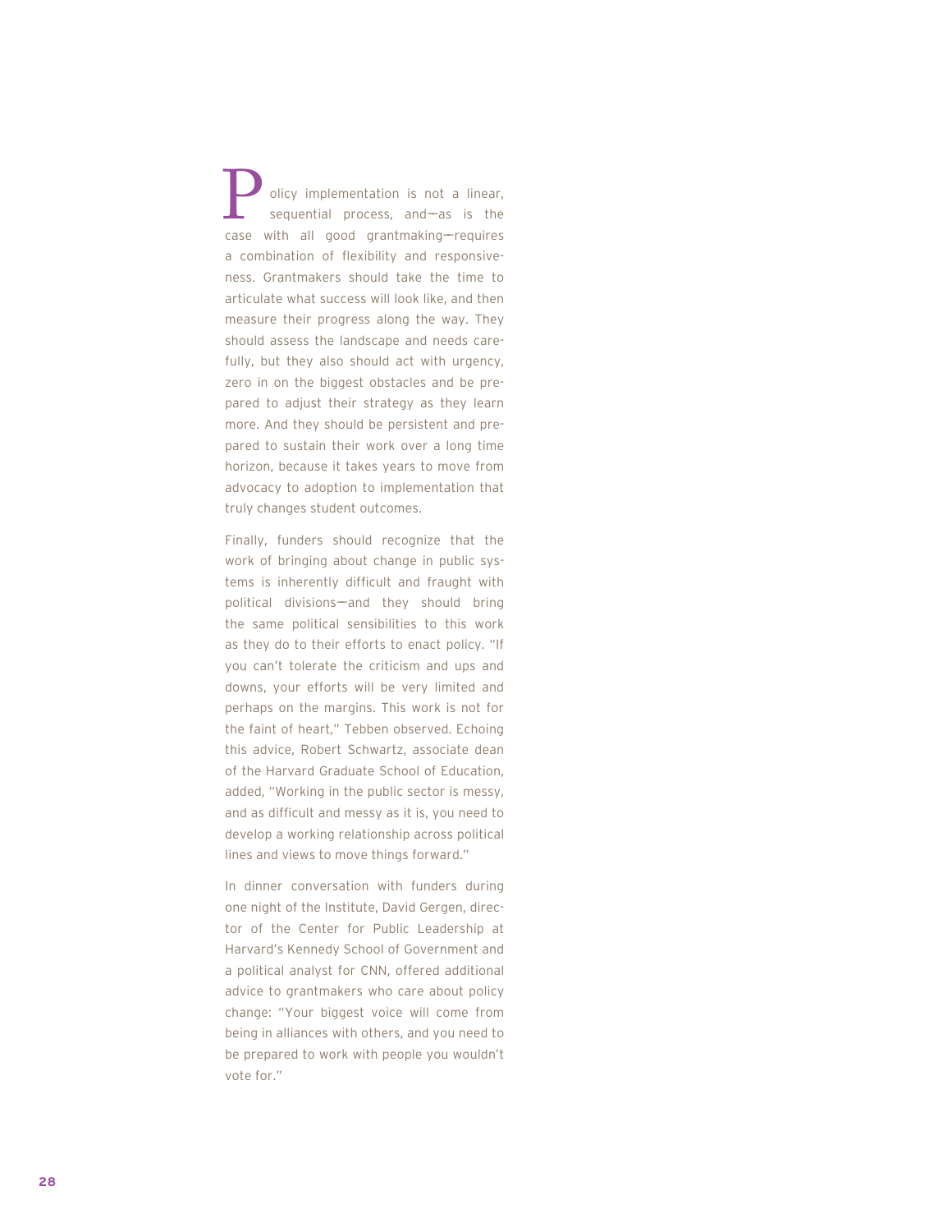Policy implementation is not a linear, sequential process, and—as is the case with all good grantmaking—requires a combination of flexibility and responsiveness. Grantmakers should take the time to articulate what success will look like, and then measure their progress along the way. They should assess the landscape and needs carefully, but they also should act with urgency, zero in on the biggest obstacles and be prepared to adjust their strategy as they learn more. And they should be persistent and prepared to sustain their work over a long time horizon, because it takes years to move from advocacy to adoption to implementation that truly changes student outcomes.

Finally, funders should recognize that the work of bringing about change in public systems is inherently difficult and fraught with political divisions—and they should bring the same political sensibilities to this work as they do to their efforts to enact policy. "If you can't tolerate the criticism and ups and downs, your efforts will be very limited and perhaps on the margins. This work is not for the faint of heart," Tebben observed. Echoing this advice, Robert Schwartz, associate dean of the Harvard Graduate School of Education, added, "Working in the public sector is messy, and as difficult and messy as it is, you need to develop a working relationship across political lines and views to move things forward."

In dinner conversation with funders during one night of the Institute, David Gergen, director of the Center for Public Leadership at Harvard's Kennedy School of Government and a political analyst for CNN, offered additional advice to grantmakers who care about policy change: "Your biggest voice will come from being in alliances with others, and you need to be prepared to work with people you wouldn't vote for."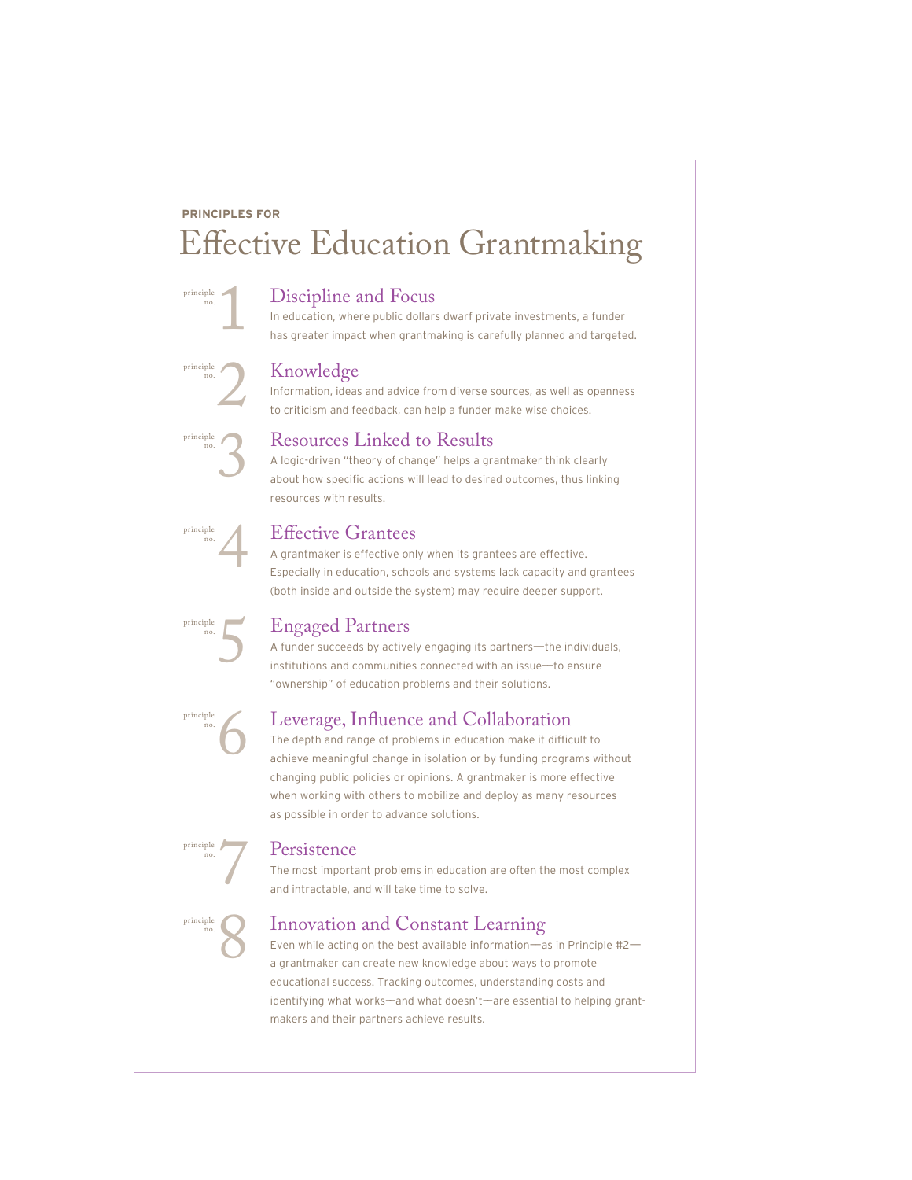**PRINCIPLES FOR**

# Effective Education Grantmaking

## principle no. 1 — Discipline and Focus

In education, where public dollars dwarf private investments, a funder has greater impact when grantmaking is carefully planned and targeted.

## principle no. 2 — Knowledge

Information, ideas and advice from diverse sources, as well as openness to criticism and feedback, can help a funder make wise choices.

## principle no. 3 — Resources Linked to Results

A logic-driven "theory of change" helps a grantmaker think clearly about how specific actions will lead to desired outcomes, thus linking resources with results.

## principle no. 4 — Effective Grantees

A grantmaker is effective only when its grantees are effective. Especially in education, schools and systems lack capacity and grantees (both inside and outside the system) may require deeper support.

## principle no. 5 — Engaged Partners

A funder succeeds by actively engaging its partners—the individuals, institutions and communities connected with an issue—to ensure "ownership" of education problems and their solutions.

## principle no. 6 — Leverage, Influence and Collaboration

The depth and range of problems in education make it difficult to achieve meaningful change in isolation or by funding programs without changing public policies or opinions. A grantmaker is more effective when working with others to mobilize and deploy as many resources as possible in order to advance solutions.

## principle no. 7 — Persistence

The most important problems in education are often the most complex and intractable, and will take time to solve.

## principle no. 8 — Innovation and Constant Learning

Even while acting on the best available information—as in Principle #2—a grantmaker can create new knowledge about ways to promote educational success. Tracking outcomes, understanding costs and identifying what works—and what doesn't—are essential to helping grantmakers and their partners achieve results.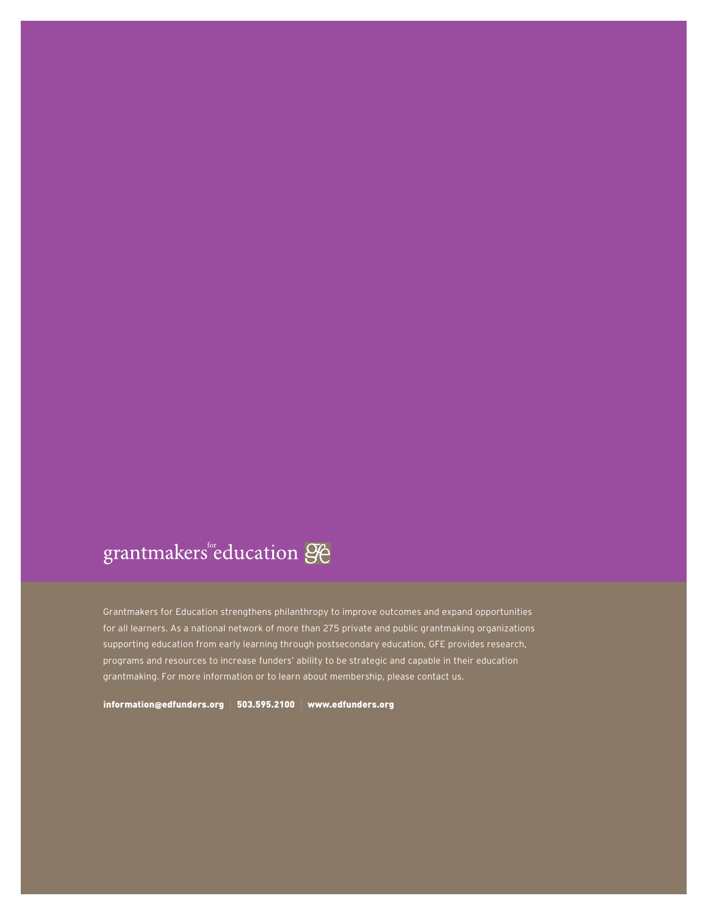grantmakers for education

Grantmakers for Education strengthens philanthropy to improve outcomes and expand opportunities for all learners. As a national network of more than 275 private and public grantmaking organizations supporting education from early learning through postsecondary education, GFE provides research, programs and resources to increase funders' ability to be strategic and capable in their education grantmaking. For more information or to learn about membership, please contact us.

**information@edfunders.org | 503.595.2100 | www.edfunders.org**